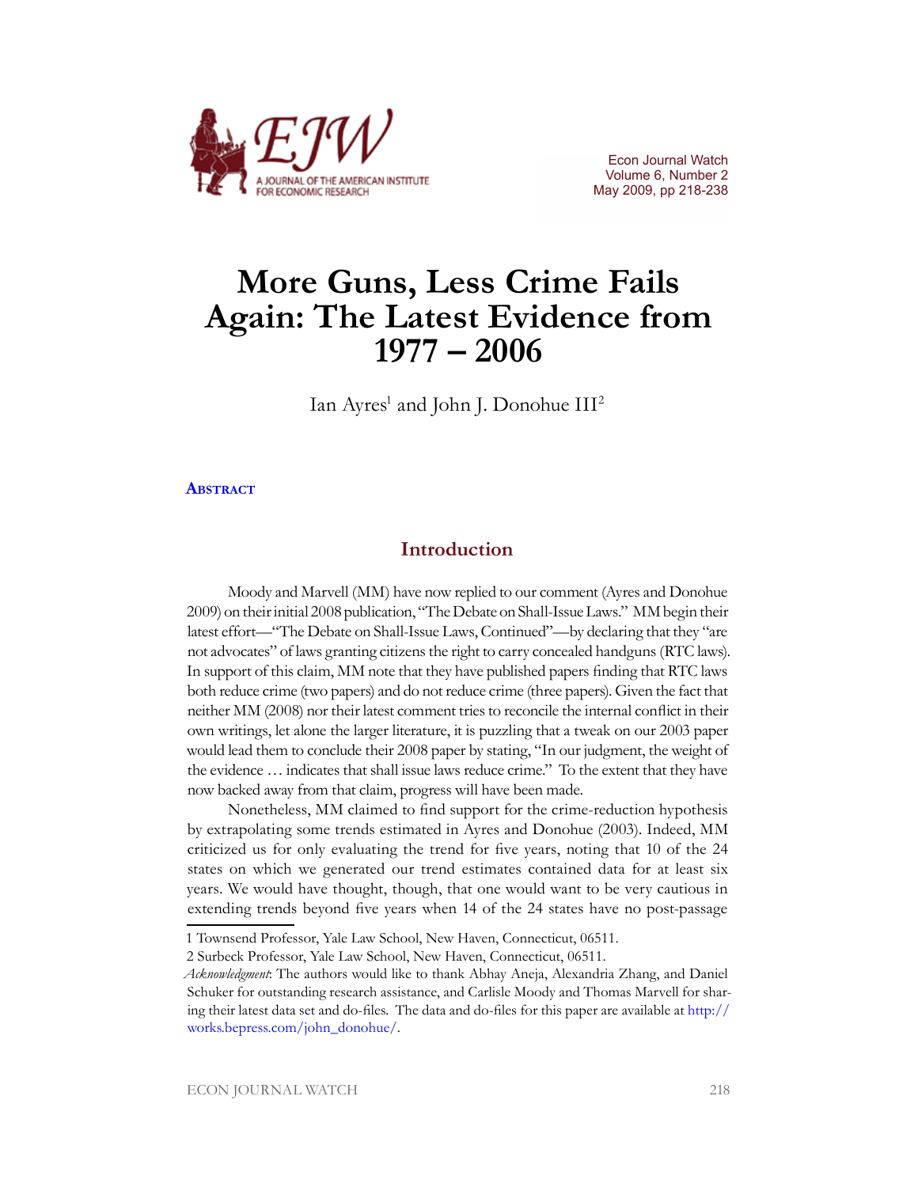# More Guns, Less Crime Fails Again: The Latest Evidence from 1977 – 2006

Ian Ayres[1] and John J. Donohue III[2]

**Abstract**

## Introduction

Moody and Marvell (MM) have now replied to our comment (Ayres and Donohue 2009) on their initial 2008 publication, "The Debate on Shall-Issue Laws." MM begin their latest effort—"The Debate on Shall-Issue Laws, Continued"—by declaring that they "are not advocates" of laws granting citizens the right to carry concealed handguns (RTC laws). In support of this claim, MM note that they have published papers finding that RTC laws both reduce crime (two papers) and do not reduce crime (three papers). Given the fact that neither MM (2008) nor their latest comment tries to reconcile the internal conflict in their own writings, let alone the larger literature, it is puzzling that a tweak on our 2003 paper would lead them to conclude their 2008 paper by stating, "In our judgment, the weight of the evidence … indicates that shall issue laws reduce crime." To the extent that they have now backed away from that claim, progress will have been made.

Nonetheless, MM claimed to find support for the crime-reduction hypothesis by extrapolating some trends estimated in Ayres and Donohue (2003). Indeed, MM criticized us for only evaluating the trend for five years, noting that 10 of the 24 states on which we generated our trend estimates contained data for at least six years. We would have thought, though, that one would want to be very cautious in extending trends beyond five years when 14 of the 24 states have no post-passage

---

1 Townsend Professor, Yale Law School, New Haven, Connecticut, 06511.

2 Surbeck Professor, Yale Law School, New Haven, Connecticut, 06511.

*Acknowledgment*: The authors would like to thank Abhay Aneja, Alexandria Zhang, and Daniel Schuker for outstanding research assistance, and Carlisle Moody and Thomas Marvell for sharing their latest data set and do-files. The data and do-files for this paper are available at http://works.bepress.com/john_donohue/.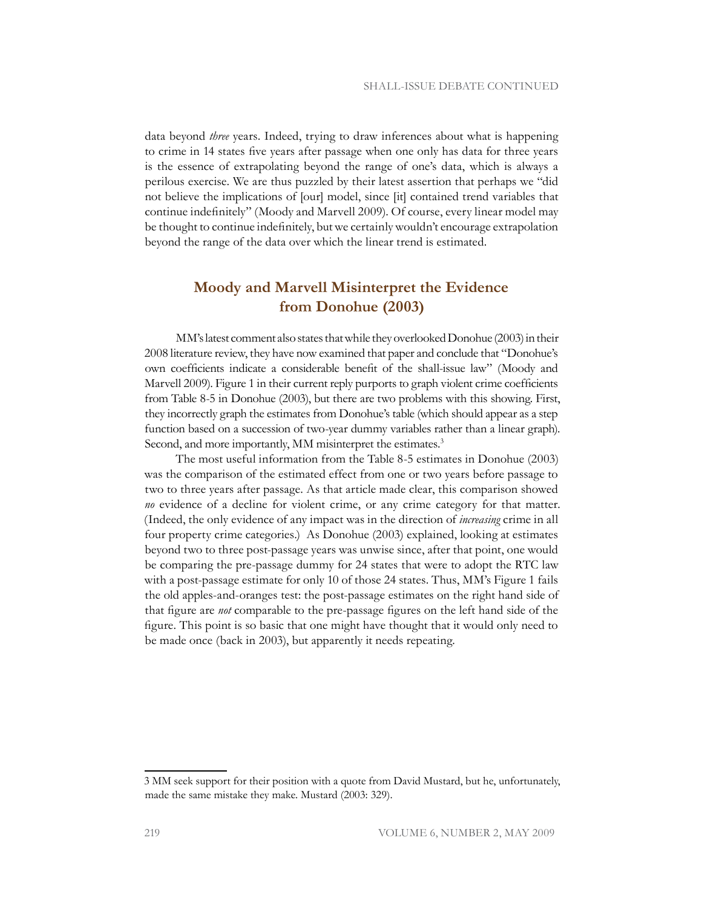data beyond *three* years. Indeed, trying to draw inferences about what is happening to crime in 14 states five years after passage when one only has data for three years is the essence of extrapolating beyond the range of one's data, which is always a perilous exercise. We are thus puzzled by their latest assertion that perhaps we "did not believe the implications of [our] model, since [it] contained trend variables that continue indefinitely" (Moody and Marvell 2009). Of course, every linear model may be thought to continue indefinitely, but we certainly wouldn't encourage extrapolation beyond the range of the data over which the linear trend is estimated.

## Moody and Marvell Misinterpret the Evidence from Donohue (2003)

MM's latest comment also states that while they overlooked Donohue (2003) in their 2008 literature review, they have now examined that paper and conclude that "Donohue's own coefficients indicate a considerable benefit of the shall-issue law" (Moody and Marvell 2009). Figure 1 in their current reply purports to graph violent crime coefficients from Table 8-5 in Donohue (2003), but there are two problems with this showing. First, they incorrectly graph the estimates from Donohue's table (which should appear as a step function based on a succession of two-year dummy variables rather than a linear graph). Second, and more importantly, MM misinterpret the estimates.[3]

The most useful information from the Table 8-5 estimates in Donohue (2003) was the comparison of the estimated effect from one or two years before passage to two to three years after passage. As that article made clear, this comparison showed *no* evidence of a decline for violent crime, or any crime category for that matter. (Indeed, the only evidence of any impact was in the direction of *increasing* crime in all four property crime categories.) As Donohue (2003) explained, looking at estimates beyond two to three post-passage years was unwise since, after that point, one would be comparing the pre-passage dummy for 24 states that were to adopt the RTC law with a post-passage estimate for only 10 of those 24 states. Thus, MM's Figure 1 fails the old apples-and-oranges test: the post-passage estimates on the right hand side of that figure are *not* comparable to the pre-passage figures on the left hand side of the figure. This point is so basic that one might have thought that it would only need to be made once (back in 2003), but apparently it needs repeating.

---

3 MM seek support for their position with a quote from David Mustard, but he, unfortunately, made the same mistake they make. Mustard (2003: 329).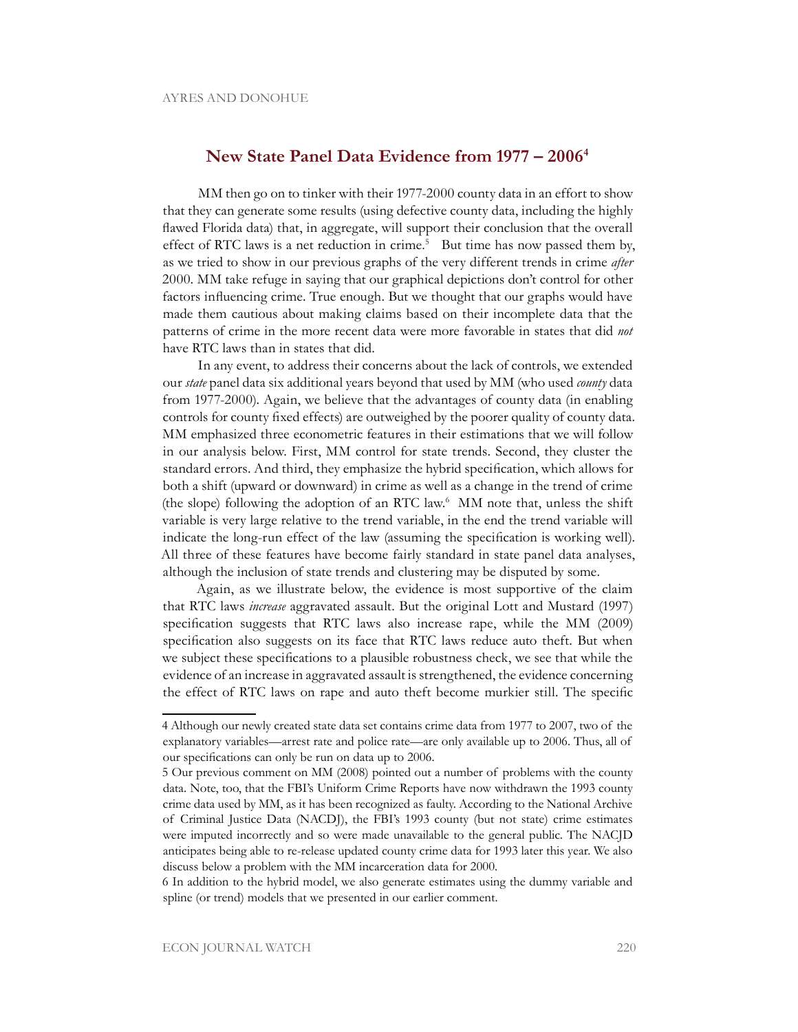## New State Panel Data Evidence from 1977 – 2006[4]

MM then go on to tinker with their 1977-2000 county data in an effort to show that they can generate some results (using defective county data, including the highly flawed Florida data) that, in aggregate, will support their conclusion that the overall effect of RTC laws is a net reduction in crime.[5] But time has now passed them by, as we tried to show in our previous graphs of the very different trends in crime *after* 2000. MM take refuge in saying that our graphical depictions don't control for other factors influencing crime. True enough. But we thought that our graphs would have made them cautious about making claims based on their incomplete data that the patterns of crime in the more recent data were more favorable in states that did *not* have RTC laws than in states that did.

In any event, to address their concerns about the lack of controls, we extended our *state* panel data six additional years beyond that used by MM (who used *county* data from 1977-2000). Again, we believe that the advantages of county data (in enabling controls for county fixed effects) are outweighed by the poorer quality of county data. MM emphasized three econometric features in their estimations that we will follow in our analysis below. First, MM control for state trends. Second, they cluster the standard errors. And third, they emphasize the hybrid specification, which allows for both a shift (upward or downward) in crime as well as a change in the trend of crime (the slope) following the adoption of an RTC law.[6] MM note that, unless the shift variable is very large relative to the trend variable, in the end the trend variable will indicate the long-run effect of the law (assuming the specification is working well). All three of these features have become fairly standard in state panel data analyses, although the inclusion of state trends and clustering may be disputed by some.

Again, as we illustrate below, the evidence is most supportive of the claim that RTC laws *increase* aggravated assault. But the original Lott and Mustard (1997) specification suggests that RTC laws also increase rape, while the MM (2009) specification also suggests on its face that RTC laws reduce auto theft. But when we subject these specifications to a plausible robustness check, we see that while the evidence of an increase in aggravated assault is strengthened, the evidence concerning the effect of RTC laws on rape and auto theft become murkier still. The specific

---

4 Although our newly created state data set contains crime data from 1977 to 2007, two of the explanatory variables—arrest rate and police rate—are only available up to 2006. Thus, all of our specifications can only be run on data up to 2006.

5 Our previous comment on MM (2008) pointed out a number of problems with the county data. Note, too, that the FBI's Uniform Crime Reports have now withdrawn the 1993 county crime data used by MM, as it has been recognized as faulty. According to the National Archive of Criminal Justice Data (NACDJ), the FBI's 1993 county (but not state) crime estimates were imputed incorrectly and so were made unavailable to the general public. The NACJD anticipates being able to re-release updated county crime data for 1993 later this year. We also discuss below a problem with the MM incarceration data for 2000.

6 In addition to the hybrid model, we also generate estimates using the dummy variable and spline (or trend) models that we presented in our earlier comment.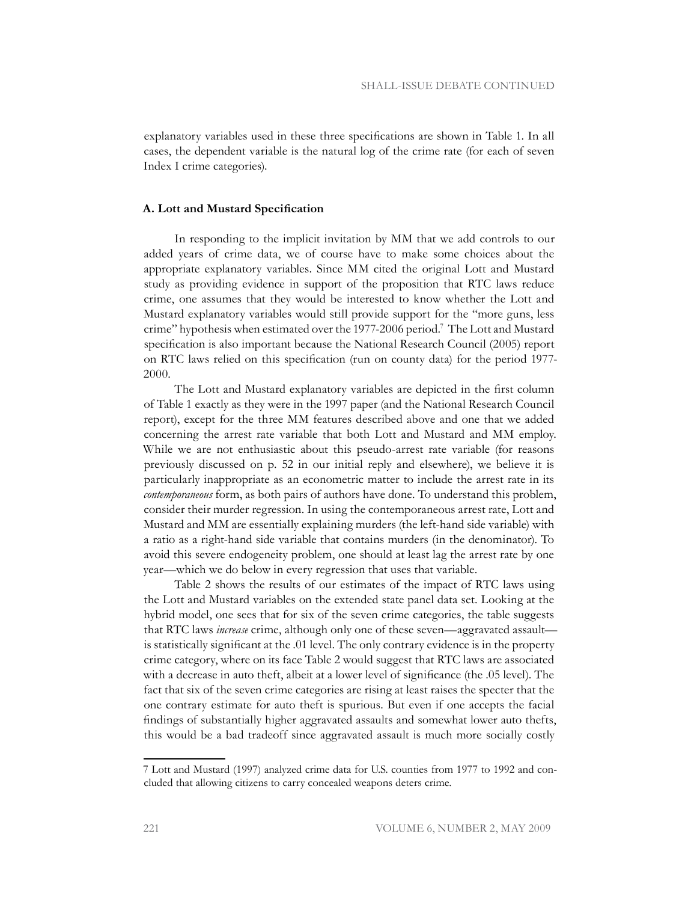explanatory variables used in these three specifications are shown in Table 1. In all cases, the dependent variable is the natural log of the crime rate (for each of seven Index I crime categories).

### A. Lott and Mustard Specification

In responding to the implicit invitation by MM that we add controls to our added years of crime data, we of course have to make some choices about the appropriate explanatory variables. Since MM cited the original Lott and Mustard study as providing evidence in support of the proposition that RTC laws reduce crime, one assumes that they would be interested to know whether the Lott and Mustard explanatory variables would still provide support for the "more guns, less crime" hypothesis when estimated over the 1977-2006 period.[7] The Lott and Mustard specification is also important because the National Research Council (2005) report on RTC laws relied on this specification (run on county data) for the period 1977-2000.

The Lott and Mustard explanatory variables are depicted in the first column of Table 1 exactly as they were in the 1997 paper (and the National Research Council report), except for the three MM features described above and one that we added concerning the arrest rate variable that both Lott and Mustard and MM employ. While we are not enthusiastic about this pseudo-arrest rate variable (for reasons previously discussed on p. 52 in our initial reply and elsewhere), we believe it is particularly inappropriate as an econometric matter to include the arrest rate in its *contemporaneous* form, as both pairs of authors have done. To understand this problem, consider their murder regression. In using the contemporaneous arrest rate, Lott and Mustard and MM are essentially explaining murders (the left-hand side variable) with a ratio as a right-hand side variable that contains murders (in the denominator). To avoid this severe endogeneity problem, one should at least lag the arrest rate by one year—which we do below in every regression that uses that variable.

Table 2 shows the results of our estimates of the impact of RTC laws using the Lott and Mustard variables on the extended state panel data set. Looking at the hybrid model, one sees that for six of the seven crime categories, the table suggests that RTC laws *increase* crime, although only one of these seven—aggravated assault—is statistically significant at the .01 level. The only contrary evidence is in the property crime category, where on its face Table 2 would suggest that RTC laws are associated with a decrease in auto theft, albeit at a lower level of significance (the .05 level). The fact that six of the seven crime categories are rising at least raises the specter that the one contrary estimate for auto theft is spurious. But even if one accepts the facial findings of substantially higher aggravated assaults and somewhat lower auto thefts, this would be a bad tradeoff since aggravated assault is much more socially costly

---

7 Lott and Mustard (1997) analyzed crime data for U.S. counties from 1977 to 1992 and concluded that allowing citizens to carry concealed weapons deters crime.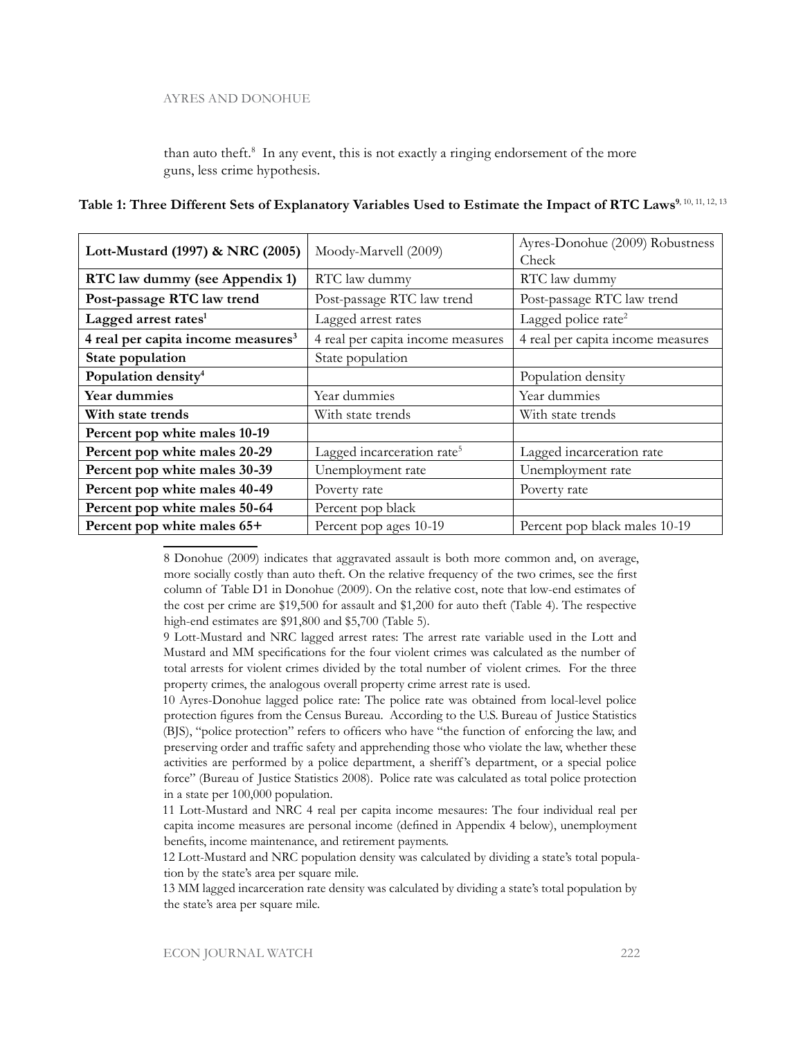than auto theft.[8] In any event, this is not exactly a ringing endorsement of the more guns, less crime hypothesis.

**Table 1: Three Different Sets of Explanatory Variables Used to Estimate the Impact of RTC Laws**[9, 10, 11, 12, 13]

| **Lott-Mustard (1997) & NRC (2005)** | Moody-Marvell (2009) | Ayres-Donohue (2009) Robustness Check |
|---|---|---|
| **RTC law dummy (see Appendix 1)** | RTC law dummy | RTC law dummy |
| **Post-passage RTC law trend** | Post-passage RTC law trend | Post-passage RTC law trend |
| **Lagged arrest rates**[1] | Lagged arrest rates | Lagged police rate[2] |
| **4 real per capita income measures**[3] | 4 real per capita income measures | 4 real per capita income measures |
| **State population** | State population | |
| **Population density**[4] | | Population density |
| **Year dummies** | Year dummies | Year dummies |
| **With state trends** | With state trends | With state trends |
| **Percent pop white males 10-19** | | |
| **Percent pop white males 20-29** | Lagged incarceration rate[5] | Lagged incarceration rate |
| **Percent pop white males 30-39** | Unemployment rate | Unemployment rate |
| **Percent pop white males 40-49** | Poverty rate | Poverty rate |
| **Percent pop white males 50-64** | Percent pop black | |
| **Percent pop white males 65+** | Percent pop ages 10-19 | Percent pop black males 10-19 |

8 Donohue (2009) indicates that aggravated assault is both more common and, on average, more socially costly than auto theft. On the relative frequency of the two crimes, see the first column of Table D1 in Donohue (2009). On the relative cost, note that low-end estimates of the cost per crime are $19,500 for assault and $1,200 for auto theft (Table 4). The respective high-end estimates are $91,800 and $5,700 (Table 5).

9 Lott-Mustard and NRC lagged arrest rates: The arrest rate variable used in the Lott and Mustard and MM specifications for the four violent crimes was calculated as the number of total arrests for violent crimes divided by the total number of violent crimes. For the three property crimes, the analogous overall property crime arrest rate is used.

10 Ayres-Donohue lagged police rate: The police rate was obtained from local-level police protection figures from the Census Bureau. According to the U.S. Bureau of Justice Statistics (BJS), "police protection" refers to officers who have "the function of enforcing the law, and preserving order and traffic safety and apprehending those who violate the law, whether these activities are performed by a police department, a sheriff's department, or a special police force" (Bureau of Justice Statistics 2008). Police rate was calculated as total police protection in a state per 100,000 population.

11 Lott-Mustard and NRC 4 real per capita income mesaures: The four individual real per capita income measures are personal income (defined in Appendix 4 below), unemployment benefits, income maintenance, and retirement payments.

12 Lott-Mustard and NRC population density was calculated by dividing a state's total population by the state's area per square mile.

13 MM lagged incarceration rate density was calculated by dividing a state's total population by the state's area per square mile.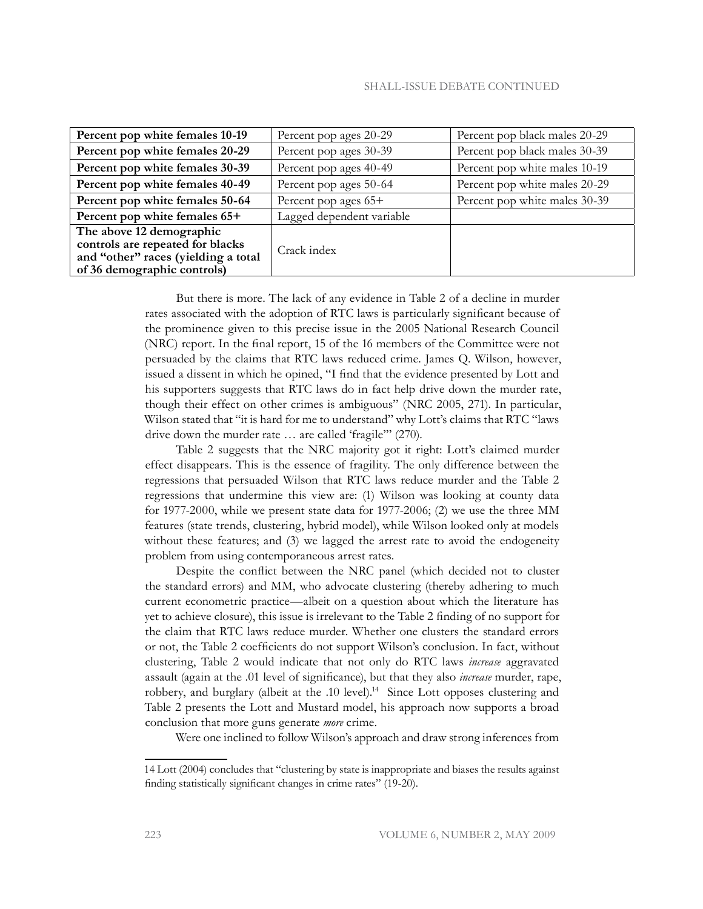| **Percent pop white females 10-19** | Percent pop ages 20-29 | Percent pop black males 20-29 |
|---|---|---|
| **Percent pop white females 20-29** | Percent pop ages 30-39 | Percent pop black males 30-39 |
| **Percent pop white females 30-39** | Percent pop ages 40-49 | Percent pop white males 10-19 |
| **Percent pop white females 40-49** | Percent pop ages 50-64 | Percent pop white males 20-29 |
| **Percent pop white females 50-64** | Percent pop ages 65+ | Percent pop white males 30-39 |
| **Percent pop white females 65+** | Lagged dependent variable | |
| **The above 12 demographic controls are repeated for blacks and "other" races (yielding a total of 36 demographic controls)** | Crack index | |

But there is more. The lack of any evidence in Table 2 of a decline in murder rates associated with the adoption of RTC laws is particularly significant because of the prominence given to this precise issue in the 2005 National Research Council (NRC) report. In the final report, 15 of the 16 members of the Committee were not persuaded by the claims that RTC laws reduced crime. James Q. Wilson, however, issued a dissent in which he opined, "I find that the evidence presented by Lott and his supporters suggests that RTC laws do in fact help drive down the murder rate, though their effect on other crimes is ambiguous" (NRC 2005, 271). In particular, Wilson stated that "it is hard for me to understand" why Lott's claims that RTC "laws drive down the murder rate … are called 'fragile'" (270).

Table 2 suggests that the NRC majority got it right: Lott's claimed murder effect disappears. This is the essence of fragility. The only difference between the regressions that persuaded Wilson that RTC laws reduce murder and the Table 2 regressions that undermine this view are: (1) Wilson was looking at county data for 1977-2000, while we present state data for 1977-2006; (2) we use the three MM features (state trends, clustering, hybrid model), while Wilson looked only at models without these features; and (3) we lagged the arrest rate to avoid the endogeneity problem from using contemporaneous arrest rates.

Despite the conflict between the NRC panel (which decided not to cluster the standard errors) and MM, who advocate clustering (thereby adhering to much current econometric practice—albeit on a question about which the literature has yet to achieve closure), this issue is irrelevant to the Table 2 finding of no support for the claim that RTC laws reduce murder. Whether one clusters the standard errors or not, the Table 2 coefficients do not support Wilson's conclusion. In fact, without clustering, Table 2 would indicate that not only do RTC laws *increase* aggravated assault (again at the .01 level of significance), but that they also *increase* murder, rape, robbery, and burglary (albeit at the .10 level).[14] Since Lott opposes clustering and Table 2 presents the Lott and Mustard model, his approach now supports a broad conclusion that more guns generate *more* crime.

Were one inclined to follow Wilson's approach and draw strong inferences from

14 Lott (2004) concludes that "clustering by state is inappropriate and biases the results against finding statistically significant changes in crime rates" (19-20).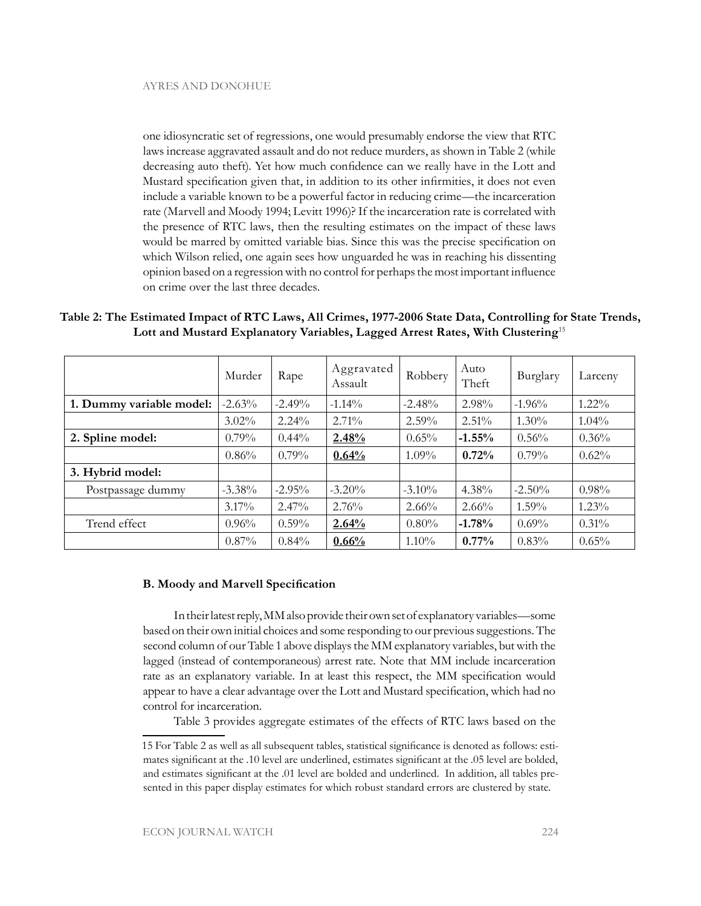one idiosyncratic set of regressions, one would presumably endorse the view that RTC laws increase aggravated assault and do not reduce murders, as shown in Table 2 (while decreasing auto theft). Yet how much confidence can we really have in the Lott and Mustard specification given that, in addition to its other infirmities, it does not even include a variable known to be a powerful factor in reducing crime—the incarceration rate (Marvell and Moody 1994; Levitt 1996)? If the incarceration rate is correlated with the presence of RTC laws, then the resulting estimates on the impact of these laws would be marred by omitted variable bias. Since this was the precise specification on which Wilson relied, one again sees how unguarded he was in reaching his dissenting opinion based on a regression with no control for perhaps the most important influence on crime over the last three decades.

**Table 2: The Estimated Impact of RTC Laws, All Crimes, 1977-2006 State Data, Controlling for State Trends, Lott and Mustard Explanatory Variables, Lagged Arrest Rates, With Clustering**[15]

| | Murder | Rape | Aggravated Assault | Robbery | Auto Theft | Burglary | Larceny |
|---|---|---|---|---|---|---|---|
| **1. Dummy variable model:** | -2.63% | -2.49% | -1.14% | -2.48% | 2.98% | -1.96% | 1.22% |
| | 3.02% | 2.24% | 2.71% | 2.59% | 2.51% | 1.30% | 1.04% |
| **2. Spline model:** | 0.79% | 0.44% | **2.48%** | 0.65% | **-1.55%** | 0.56% | 0.36% |
| | 0.86% | 0.79% | **0.64%** | 1.09% | **0.72%** | 0.79% | 0.62% |
| **3. Hybrid model:** | | | | | | | |
| Postpassage dummy | -3.38% | -2.95% | -3.20% | -3.10% | 4.38% | -2.50% | 0.98% |
| | 3.17% | 2.47% | 2.76% | 2.66% | 2.66% | 1.59% | 1.23% |
| Trend effect | 0.96% | 0.59% | **2.64%** | 0.80% | **-1.78%** | 0.69% | 0.31% |
| | 0.87% | 0.84% | **0.66%** | 1.10% | **0.77%** | 0.83% | 0.65% |

### B. Moody and Marvell Specification

In their latest reply, MM also provide their own set of explanatory variables—some based on their own initial choices and some responding to our previous suggestions. The second column of our Table 1 above displays the MM explanatory variables, but with the lagged (instead of contemporaneous) arrest rate. Note that MM include incarceration rate as an explanatory variable. In at least this respect, the MM specification would appear to have a clear advantage over the Lott and Mustard specification, which had no control for incarceration.

Table 3 provides aggregate estimates of the effects of RTC laws based on the

15 For Table 2 as well as all subsequent tables, statistical significance is denoted as follows: estimates significant at the .10 level are underlined, estimates significant at the .05 level are bolded, and estimates significant at the .01 level are bolded and underlined. In addition, all tables presented in this paper display estimates for which robust standard errors are clustered by state.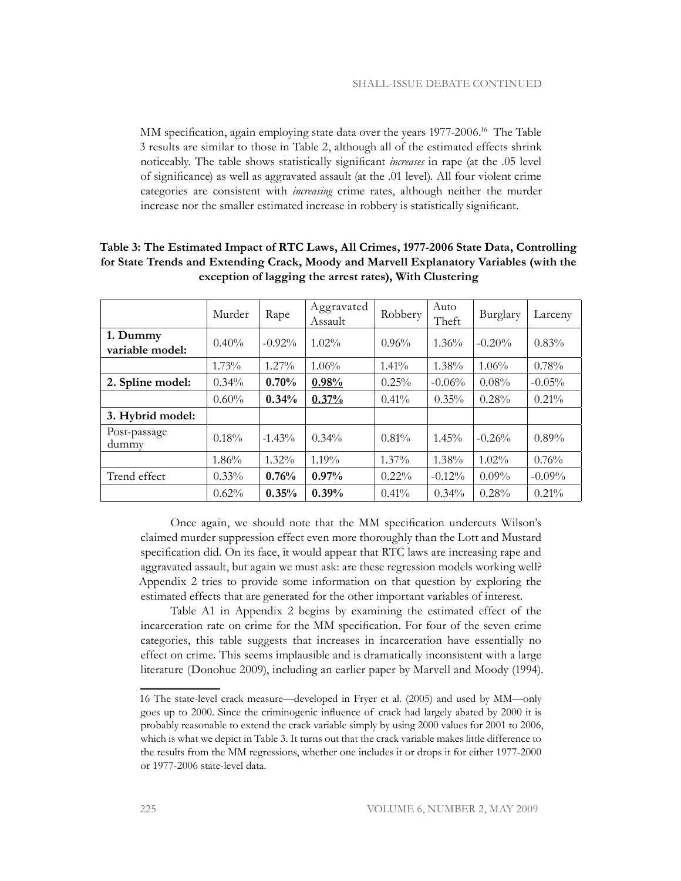MM specification, again employing state data over the years 1977-2006.[16] The Table 3 results are similar to those in Table 2, although all of the estimated effects shrink noticeably. The table shows statistically significant *increases* in rape (at the .05 level of significance) as well as aggravated assault (at the .01 level). All four violent crime categories are consistent with *increasing* crime rates, although neither the murder increase nor the smaller estimated increase in robbery is statistically significant.

**Table 3: The Estimated Impact of RTC Laws, All Crimes, 1977-2006 State Data, Controlling for State Trends and Extending Crack, Moody and Marvell Explanatory Variables (with the exception of lagging the arrest rates), With Clustering**

| | Murder | Rape | Aggravated Assault | Robbery | Auto Theft | Burglary | Larceny |
|---|---|---|---|---|---|---|---|
| **1. Dummy variable model:** | 0.40% | -0.92% | 1.02% | 0.96% | 1.36% | -0.20% | 0.83% |
| | 1.73% | 1.27% | 1.06% | 1.41% | 1.38% | 1.06% | 0.78% |
| **2. Spline model:** | 0.34% | **0.70%** | **0.98%** | 0.25% | -0.06% | 0.08% | -0.05% |
| | 0.60% | **0.34%** | **0.37%** | 0.41% | 0.35% | 0.28% | 0.21% |
| **3. Hybrid model:** | | | | | | | |
| Post-passage dummy | 0.18% | -1.43% | 0.34% | 0.81% | 1.45% | -0.26% | 0.89% |
| | 1.86% | 1.32% | 1.19% | 1.37% | 1.38% | 1.02% | 0.76% |
| Trend effect | 0.33% | **0.76%** | **0.97%** | 0.22% | -0.12% | 0.09% | -0.09% |
| | 0.62% | **0.35%** | **0.39%** | 0.41% | 0.34% | 0.28% | 0.21% |

Once again, we should note that the MM specification undercuts Wilson's claimed murder suppression effect even more thoroughly than the Lott and Mustard specification did. On its face, it would appear that RTC laws are increasing rape and aggravated assault, but again we must ask: are these regression models working well? Appendix 2 tries to provide some information on that question by exploring the estimated effects that are generated for the other important variables of interest.

Table A1 in Appendix 2 begins by examining the estimated effect of the incarceration rate on crime for the MM specification. For four of the seven crime categories, this table suggests that increases in incarceration have essentially no effect on crime. This seems implausible and is dramatically inconsistent with a large literature (Donohue 2009), including an earlier paper by Marvell and Moody (1994).

16 The state-level crack measure—developed in Fryer et al. (2005) and used by MM—only goes up to 2000. Since the criminogenic influence of crack had largely abated by 2000 it is probably reasonable to extend the crack variable simply by using 2000 values for 2001 to 2006, which is what we depict in Table 3. It turns out that the crack variable makes little difference to the results from the MM regressions, whether one includes it or drops it for either 1977-2000 or 1977-2006 state-level data.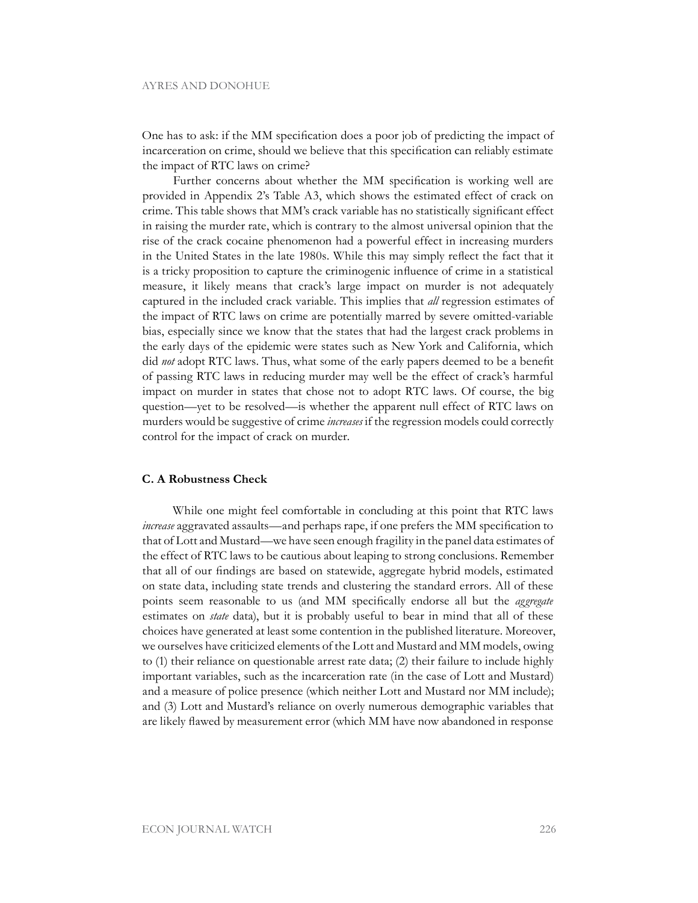One has to ask: if the MM specification does a poor job of predicting the impact of incarceration on crime, should we believe that this specification can reliably estimate the impact of RTC laws on crime?

Further concerns about whether the MM specification is working well are provided in Appendix 2's Table A3, which shows the estimated effect of crack on crime. This table shows that MM's crack variable has no statistically significant effect in raising the murder rate, which is contrary to the almost universal opinion that the rise of the crack cocaine phenomenon had a powerful effect in increasing murders in the United States in the late 1980s. While this may simply reflect the fact that it is a tricky proposition to capture the criminogenic influence of crime in a statistical measure, it likely means that crack's large impact on murder is not adequately captured in the included crack variable. This implies that *all* regression estimates of the impact of RTC laws on crime are potentially marred by severe omitted-variable bias, especially since we know that the states that had the largest crack problems in the early days of the epidemic were states such as New York and California, which did *not* adopt RTC laws. Thus, what some of the early papers deemed to be a benefit of passing RTC laws in reducing murder may well be the effect of crack's harmful impact on murder in states that chose not to adopt RTC laws. Of course, the big question—yet to be resolved—is whether the apparent null effect of RTC laws on murders would be suggestive of crime *increases* if the regression models could correctly control for the impact of crack on murder.

### C. A Robustness Check

While one might feel comfortable in concluding at this point that RTC laws *increase* aggravated assaults—and perhaps rape, if one prefers the MM specification to that of Lott and Mustard—we have seen enough fragility in the panel data estimates of the effect of RTC laws to be cautious about leaping to strong conclusions. Remember that all of our findings are based on statewide, aggregate hybrid models, estimated on state data, including state trends and clustering the standard errors. All of these points seem reasonable to us (and MM specifically endorse all but the *aggregate* estimates on *state* data), but it is probably useful to bear in mind that all of these choices have generated at least some contention in the published literature. Moreover, we ourselves have criticized elements of the Lott and Mustard and MM models, owing to (1) their reliance on questionable arrest rate data; (2) their failure to include highly important variables, such as the incarceration rate (in the case of Lott and Mustard) and a measure of police presence (which neither Lott and Mustard nor MM include); and (3) Lott and Mustard's reliance on overly numerous demographic variables that are likely flawed by measurement error (which MM have now abandoned in response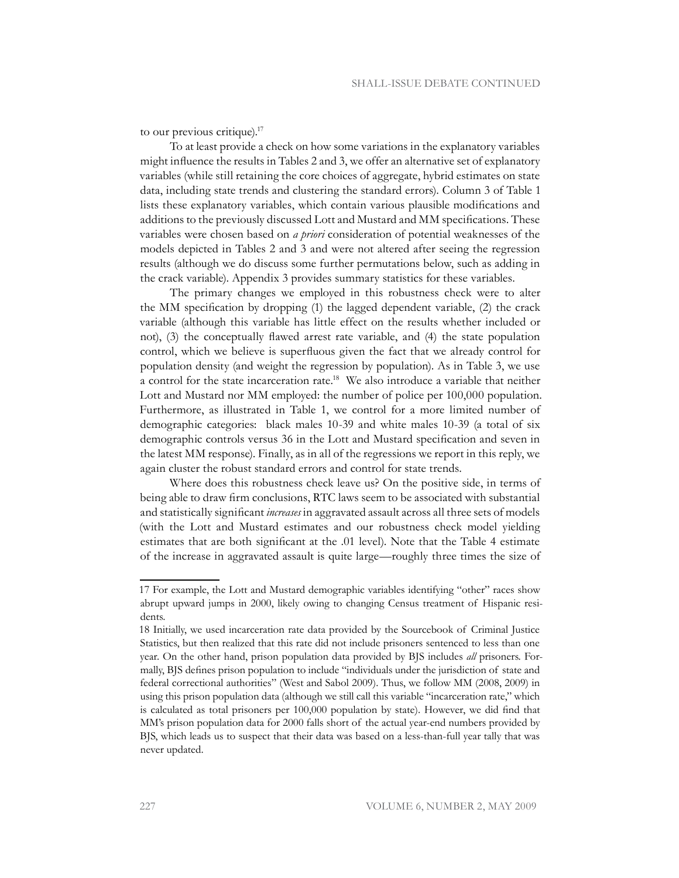to our previous critique).[17]

To at least provide a check on how some variations in the explanatory variables might influence the results in Tables 2 and 3, we offer an alternative set of explanatory variables (while still retaining the core choices of aggregate, hybrid estimates on state data, including state trends and clustering the standard errors). Column 3 of Table 1 lists these explanatory variables, which contain various plausible modifications and additions to the previously discussed Lott and Mustard and MM specifications. These variables were chosen based on *a priori* consideration of potential weaknesses of the models depicted in Tables 2 and 3 and were not altered after seeing the regression results (although we do discuss some further permutations below, such as adding in the crack variable). Appendix 3 provides summary statistics for these variables.

The primary changes we employed in this robustness check were to alter the MM specification by dropping (1) the lagged dependent variable, (2) the crack variable (although this variable has little effect on the results whether included or not), (3) the conceptually flawed arrest rate variable, and (4) the state population control, which we believe is superfluous given the fact that we already control for population density (and weight the regression by population). As in Table 3, we use a control for the state incarceration rate.[18] We also introduce a variable that neither Lott and Mustard nor MM employed: the number of police per 100,000 population. Furthermore, as illustrated in Table 1, we control for a more limited number of demographic categories: black males 10-39 and white males 10-39 (a total of six demographic controls versus 36 in the Lott and Mustard specification and seven in the latest MM response). Finally, as in all of the regressions we report in this reply, we again cluster the robust standard errors and control for state trends.

Where does this robustness check leave us? On the positive side, in terms of being able to draw firm conclusions, RTC laws seem to be associated with substantial and statistically significant *increases* in aggravated assault across all three sets of models (with the Lott and Mustard estimates and our robustness check model yielding estimates that are both significant at the .01 level). Note that the Table 4 estimate of the increase in aggravated assault is quite large—roughly three times the size of

---

17 For example, the Lott and Mustard demographic variables identifying "other" races show abrupt upward jumps in 2000, likely owing to changing Census treatment of Hispanic residents.

18 Initially, we used incarceration rate data provided by the Sourcebook of Criminal Justice Statistics, but then realized that this rate did not include prisoners sentenced to less than one year. On the other hand, prison population data provided by BJS includes *all* prisoners. Formally, BJS defines prison population to include "individuals under the jurisdiction of state and federal correctional authorities" (West and Sabol 2009). Thus, we follow MM (2008, 2009) in using this prison population data (although we still call this variable "incarceration rate," which is calculated as total prisoners per 100,000 population by state). However, we did find that MM's prison population data for 2000 falls short of the actual year-end numbers provided by BJS, which leads us to suspect that their data was based on a less-than-full year tally that was never updated.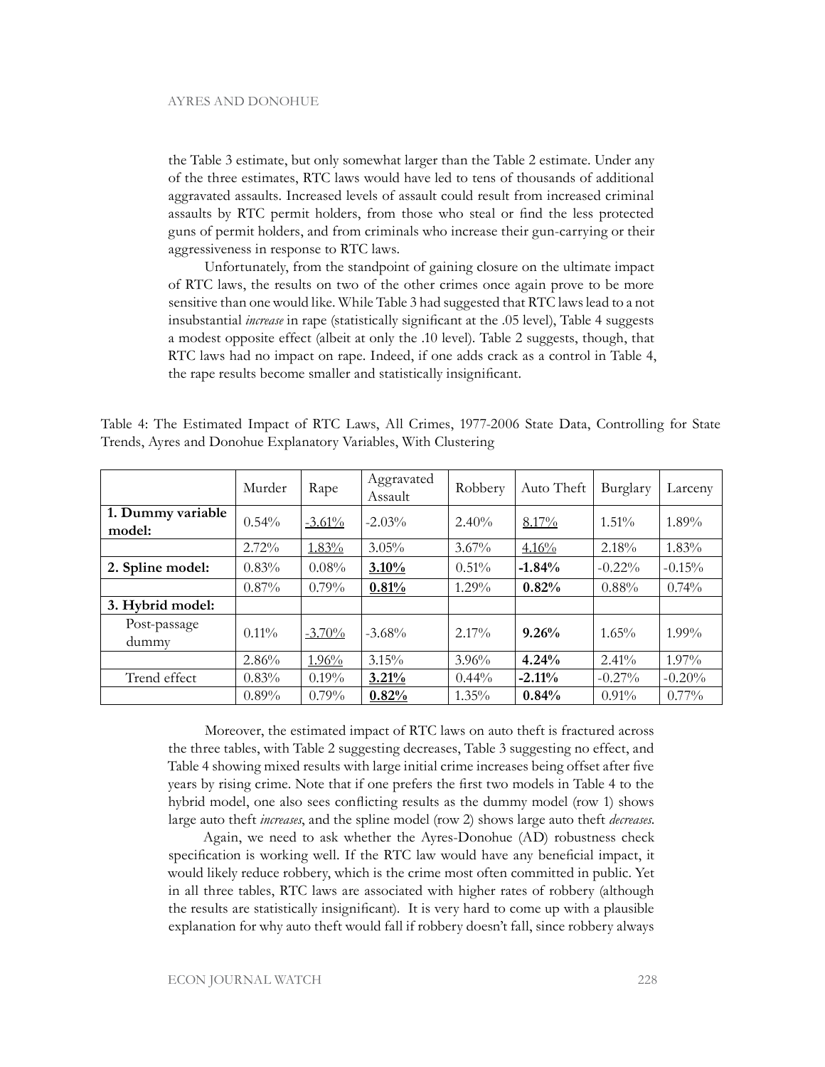the Table 3 estimate, but only somewhat larger than the Table 2 estimate. Under any of the three estimates, RTC laws would have led to tens of thousands of additional aggravated assaults. Increased levels of assault could result from increased criminal assaults by RTC permit holders, from those who steal or find the less protected guns of permit holders, and from criminals who increase their gun-carrying or their aggressiveness in response to RTC laws.

Unfortunately, from the standpoint of gaining closure on the ultimate impact of RTC laws, the results on two of the other crimes once again prove to be more sensitive than one would like. While Table 3 had suggested that RTC laws lead to a not insubstantial *increase* in rape (statistically significant at the .05 level), Table 4 suggests a modest opposite effect (albeit at only the .10 level). Table 2 suggests, though, that RTC laws had no impact on rape. Indeed, if one adds crack as a control in Table 4, the rape results become smaller and statistically insignificant.

Table 4: The Estimated Impact of RTC Laws, All Crimes, 1977-2006 State Data, Controlling for State Trends, Ayres and Donohue Explanatory Variables, With Clustering

| | Murder | Rape | Aggravated Assault | Robbery | Auto Theft | Burglary | Larceny |
|---|---|---|---|---|---|---|---|
| **1. Dummy variable model:** | 0.54% | <u>-3.61%</u> | -2.03% | 2.40% | <u>8.17%</u> | 1.51% | 1.89% |
| | 2.72% | <u>1.83%</u> | 3.05% | 3.67% | <u>4.16%</u> | 2.18% | 1.83% |
| **2. Spline model:** | 0.83% | 0.08% | <u>**3.10%**</u> | 0.51% | **-1.84%** | -0.22% | -0.15% |
| | 0.87% | 0.79% | <u>**0.81%**</u> | 1.29% | **0.82%** | 0.88% | 0.74% |
| **3. Hybrid model:** | | | | | | | |
| Post-passage dummy | 0.11% | <u>-3.70%</u> | -3.68% | 2.17% | **9.26%** | 1.65% | 1.99% |
| | 2.86% | <u>1.96%</u> | 3.15% | 3.96% | **4.24%** | 2.41% | 1.97% |
| Trend effect | 0.83% | 0.19% | <u>**3.21%**</u> | 0.44% | **-2.11%** | -0.27% | -0.20% |
| | 0.89% | 0.79% | <u>**0.82%**</u> | 1.35% | **0.84%** | 0.91% | 0.77% |

Moreover, the estimated impact of RTC laws on auto theft is fractured across the three tables, with Table 2 suggesting decreases, Table 3 suggesting no effect, and Table 4 showing mixed results with large initial crime increases being offset after five years by rising crime. Note that if one prefers the first two models in Table 4 to the hybrid model, one also sees conflicting results as the dummy model (row 1) shows large auto theft *increases*, and the spline model (row 2) shows large auto theft *decreases*.

Again, we need to ask whether the Ayres-Donohue (AD) robustness check specification is working well. If the RTC law would have any beneficial impact, it would likely reduce robbery, which is the crime most often committed in public. Yet in all three tables, RTC laws are associated with higher rates of robbery (although the results are statistically insignificant). It is very hard to come up with a plausible explanation for why auto theft would fall if robbery doesn't fall, since robbery always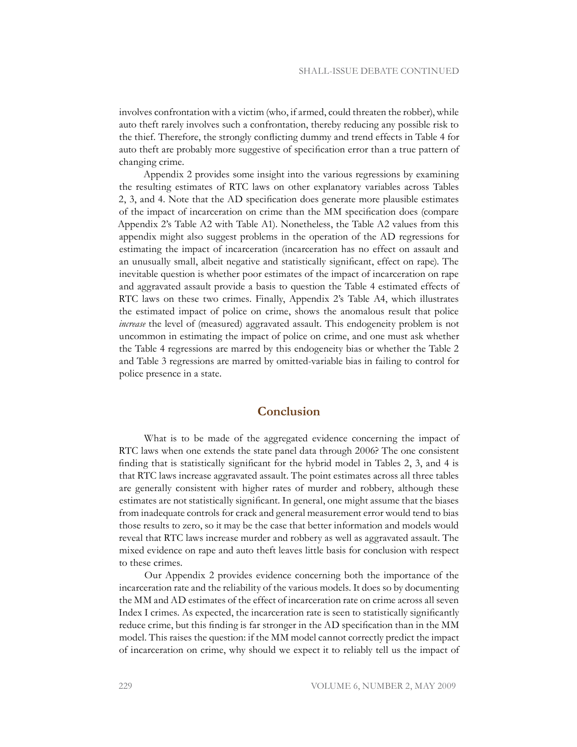involves confrontation with a victim (who, if armed, could threaten the robber), while auto theft rarely involves such a confrontation, thereby reducing any possible risk to the thief. Therefore, the strongly conflicting dummy and trend effects in Table 4 for auto theft are probably more suggestive of specification error than a true pattern of changing crime.

Appendix 2 provides some insight into the various regressions by examining the resulting estimates of RTC laws on other explanatory variables across Tables 2, 3, and 4. Note that the AD specification does generate more plausible estimates of the impact of incarceration on crime than the MM specification does (compare Appendix 2's Table A2 with Table A1). Nonetheless, the Table A2 values from this appendix might also suggest problems in the operation of the AD regressions for estimating the impact of incarceration (incarceration has no effect on assault and an unusually small, albeit negative and statistically significant, effect on rape). The inevitable question is whether poor estimates of the impact of incarceration on rape and aggravated assault provide a basis to question the Table 4 estimated effects of RTC laws on these two crimes. Finally, Appendix 2's Table A4, which illustrates the estimated impact of police on crime, shows the anomalous result that police *increase* the level of (measured) aggravated assault. This endogeneity problem is not uncommon in estimating the impact of police on crime, and one must ask whether the Table 4 regressions are marred by this endogeneity bias or whether the Table 2 and Table 3 regressions are marred by omitted-variable bias in failing to control for police presence in a state.

## Conclusion

What is to be made of the aggregated evidence concerning the impact of RTC laws when one extends the state panel data through 2006? The one consistent finding that is statistically significant for the hybrid model in Tables 2, 3, and 4 is that RTC laws increase aggravated assault. The point estimates across all three tables are generally consistent with higher rates of murder and robbery, although these estimates are not statistically significant. In general, one might assume that the biases from inadequate controls for crack and general measurement error would tend to bias those results to zero, so it may be the case that better information and models would reveal that RTC laws increase murder and robbery as well as aggravated assault. The mixed evidence on rape and auto theft leaves little basis for conclusion with respect to these crimes.

Our Appendix 2 provides evidence concerning both the importance of the incarceration rate and the reliability of the various models. It does so by documenting the MM and AD estimates of the effect of incarceration rate on crime across all seven Index I crimes. As expected, the incarceration rate is seen to statistically significantly reduce crime, but this finding is far stronger in the AD specification than in the MM model. This raises the question: if the MM model cannot correctly predict the impact of incarceration on crime, why should we expect it to reliably tell us the impact of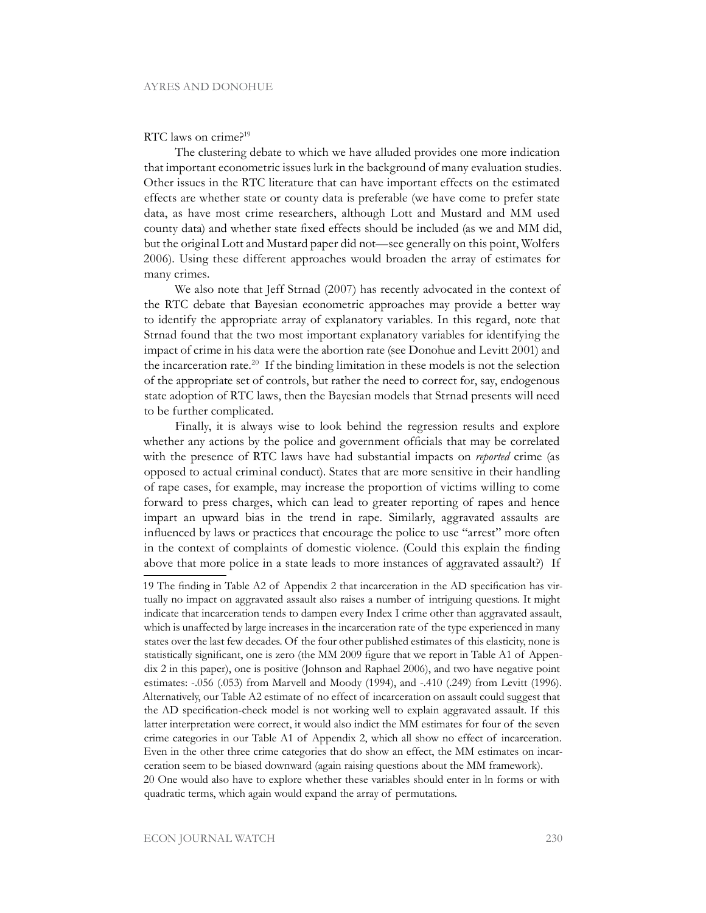RTC laws on crime?[19]

The clustering debate to which we have alluded provides one more indication that important econometric issues lurk in the background of many evaluation studies. Other issues in the RTC literature that can have important effects on the estimated effects are whether state or county data is preferable (we have come to prefer state data, as have most crime researchers, although Lott and Mustard and MM used county data) and whether state fixed effects should be included (as we and MM did, but the original Lott and Mustard paper did not—see generally on this point, Wolfers 2006). Using these different approaches would broaden the array of estimates for many crimes.

We also note that Jeff Strnad (2007) has recently advocated in the context of the RTC debate that Bayesian econometric approaches may provide a better way to identify the appropriate array of explanatory variables. In this regard, note that Strnad found that the two most important explanatory variables for identifying the impact of crime in his data were the abortion rate (see Donohue and Levitt 2001) and the incarceration rate.[20] If the binding limitation in these models is not the selection of the appropriate set of controls, but rather the need to correct for, say, endogenous state adoption of RTC laws, then the Bayesian models that Strnad presents will need to be further complicated.

Finally, it is always wise to look behind the regression results and explore whether any actions by the police and government officials that may be correlated with the presence of RTC laws have had substantial impacts on *reported* crime (as opposed to actual criminal conduct). States that are more sensitive in their handling of rape cases, for example, may increase the proportion of victims willing to come forward to press charges, which can lead to greater reporting of rapes and hence impart an upward bias in the trend in rape. Similarly, aggravated assaults are influenced by laws or practices that encourage the police to use "arrest" more often in the context of complaints of domestic violence. (Could this explain the finding above that more police in a state leads to more instances of aggravated assault?) If

---

19 The finding in Table A2 of Appendix 2 that incarceration in the AD specification has virtually no impact on aggravated assault also raises a number of intriguing questions. It might indicate that incarceration tends to dampen every Index I crime other than aggravated assault, which is unaffected by large increases in the incarceration rate of the type experienced in many states over the last few decades. Of the four other published estimates of this elasticity, none is statistically significant, one is zero (the MM 2009 figure that we report in Table A1 of Appendix 2 in this paper), one is positive (Johnson and Raphael 2006), and two have negative point estimates: -.056 (.053) from Marvell and Moody (1994), and -.410 (.249) from Levitt (1996). Alternatively, our Table A2 estimate of no effect of incarceration on assault could suggest that the AD specification-check model is not working well to explain aggravated assault. If this latter interpretation were correct, it would also indict the MM estimates for four of the seven crime categories in our Table A1 of Appendix 2, which all show no effect of incarceration. Even in the other three crime categories that do show an effect, the MM estimates on incarceration seem to be biased downward (again raising questions about the MM framework).

20 One would also have to explore whether these variables should enter in ln forms or with quadratic terms, which again would expand the array of permutations.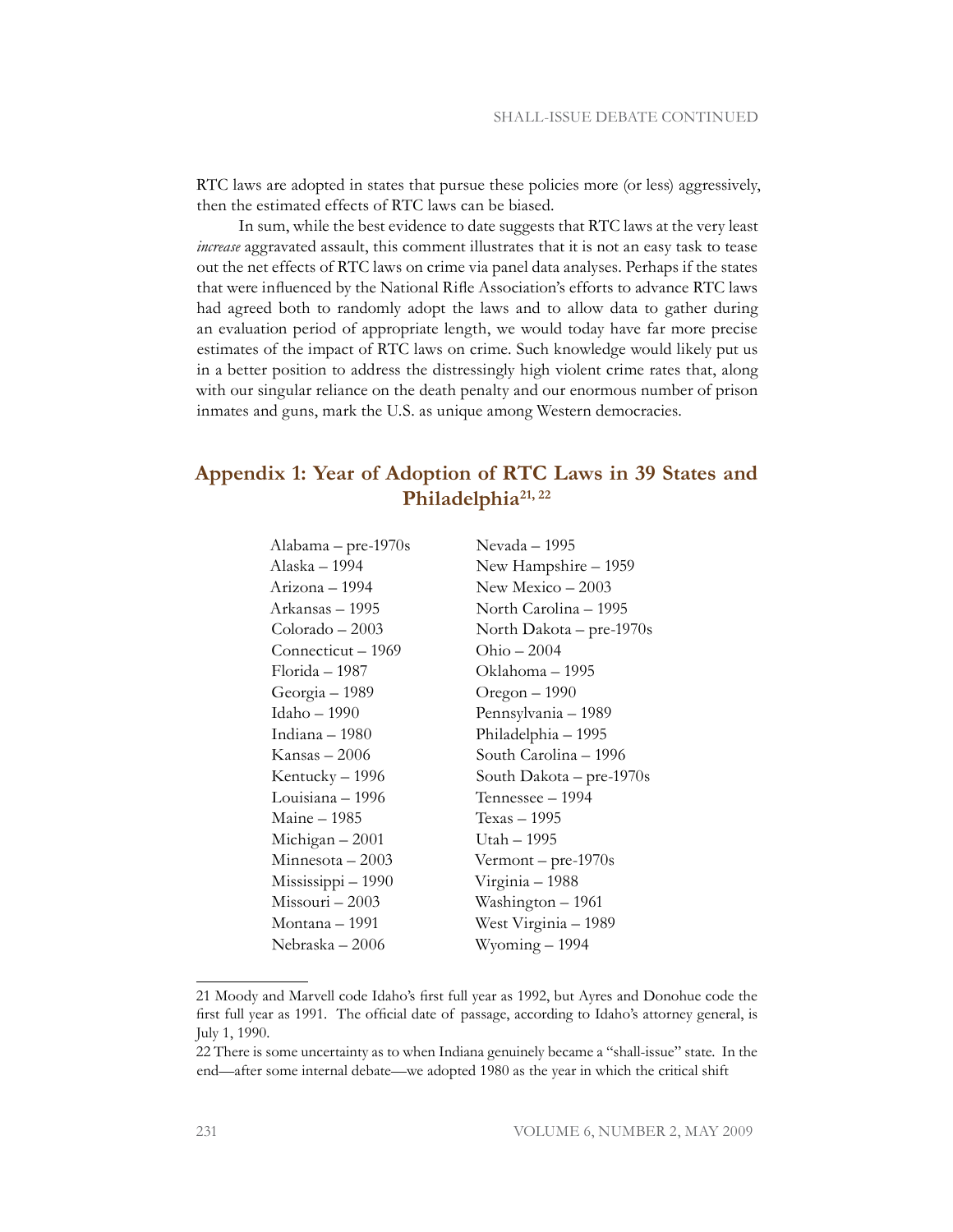RTC laws are adopted in states that pursue these policies more (or less) aggressively, then the estimated effects of RTC laws can be biased.

In sum, while the best evidence to date suggests that RTC laws at the very least *increase* aggravated assault, this comment illustrates that it is not an easy task to tease out the net effects of RTC laws on crime via panel data analyses. Perhaps if the states that were influenced by the National Rifle Association's efforts to advance RTC laws had agreed both to randomly adopt the laws and to allow data to gather during an evaluation period of appropriate length, we would today have far more precise estimates of the impact of RTC laws on crime. Such knowledge would likely put us in a better position to address the distressingly high violent crime rates that, along with our singular reliance on the death penalty and our enormous number of prison inmates and guns, mark the U.S. as unique among Western democracies.

## Appendix 1: Year of Adoption of RTC Laws in 39 States and Philadelphia[21, 22]

Alabama – pre-1970s
Alaska – 1994
Arizona – 1994
Arkansas – 1995
Colorado – 2003
Connecticut – 1969
Florida – 1987
Georgia – 1989
Idaho – 1990
Indiana – 1980
Kansas – 2006
Kentucky – 1996
Louisiana – 1996
Maine – 1985
Michigan – 2001
Minnesota – 2003
Mississippi – 1990
Missouri – 2003
Montana – 1991
Nebraska – 2006
Nevada – 1995
New Hampshire – 1959
New Mexico – 2003
North Carolina – 1995
North Dakota – pre-1970s
Ohio – 2004
Oklahoma – 1995
Oregon – 1990
Pennsylvania – 1989
Philadelphia – 1995
South Carolina – 1996
South Dakota – pre-1970s
Tennessee – 1994
Texas – 1995
Utah – 1995
Vermont – pre-1970s
Virginia – 1988
Washington – 1961
West Virginia – 1989
Wyoming – 1994

---

21 Moody and Marvell code Idaho's first full year as 1992, but Ayres and Donohue code the first full year as 1991. The official date of passage, according to Idaho's attorney general, is July 1, 1990.

22 There is some uncertainty as to when Indiana genuinely became a "shall-issue" state. In the end—after some internal debate—we adopted 1980 as the year in which the critical shift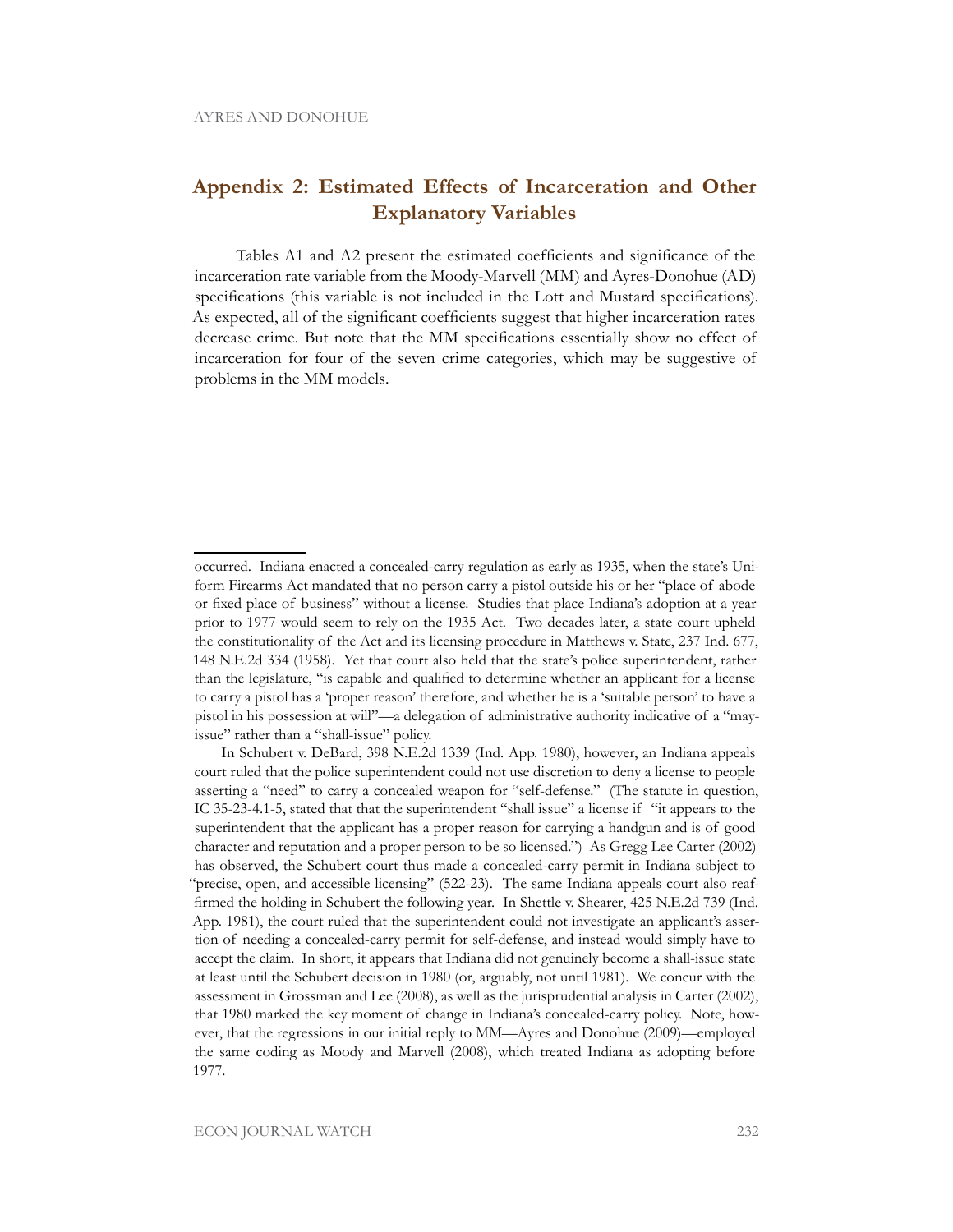## Appendix 2: Estimated Effects of Incarceration and Other Explanatory Variables

Tables A1 and A2 present the estimated coefficients and significance of the incarceration rate variable from the Moody-Marvell (MM) and Ayres-Donohue (AD) specifications (this variable is not included in the Lott and Mustard specifications). As expected, all of the significant coefficients suggest that higher incarceration rates decrease crime. But note that the MM specifications essentially show no effect of incarceration for four of the seven crime categories, which may be suggestive of problems in the MM models.

---

occurred. Indiana enacted a concealed-carry regulation as early as 1935, when the state's Uniform Firearms Act mandated that no person carry a pistol outside his or her "place of abode or fixed place of business" without a license. Studies that place Indiana's adoption at a year prior to 1977 would seem to rely on the 1935 Act. Two decades later, a state court upheld the constitutionality of the Act and its licensing procedure in Matthews v. State, 237 Ind. 677, 148 N.E.2d 334 (1958). Yet that court also held that the state's police superintendent, rather than the legislature, "is capable and qualified to determine whether an applicant for a license to carry a pistol has a 'proper reason' therefore, and whether he is a 'suitable person' to have a pistol in his possession at will"—a delegation of administrative authority indicative of a "may-issue" rather than a "shall-issue" policy.

In Schubert v. DeBard, 398 N.E.2d 1339 (Ind. App. 1980), however, an Indiana appeals court ruled that the police superintendent could not use discretion to deny a license to people asserting a "need" to carry a concealed weapon for "self-defense." (The statute in question, IC 35-23-4.1-5, stated that that the superintendent "shall issue" a license if "it appears to the superintendent that the applicant has a proper reason for carrying a handgun and is of good character and reputation and a proper person to be so licensed.") As Gregg Lee Carter (2002) has observed, the Schubert court thus made a concealed-carry permit in Indiana subject to "precise, open, and accessible licensing" (522-23). The same Indiana appeals court also reaffirmed the holding in Schubert the following year. In Shettle v. Shearer, 425 N.E.2d 739 (Ind. App. 1981), the court ruled that the superintendent could not investigate an applicant's assertion of needing a concealed-carry permit for self-defense, and instead would simply have to accept the claim. In short, it appears that Indiana did not genuinely become a shall-issue state at least until the Schubert decision in 1980 (or, arguably, not until 1981). We concur with the assessment in Grossman and Lee (2008), as well as the jurisprudential analysis in Carter (2002), that 1980 marked the key moment of change in Indiana's concealed-carry policy. Note, however, that the regressions in our initial reply to MM—Ayres and Donohue (2009)—employed the same coding as Moody and Marvell (2008), which treated Indiana as adopting before 1977.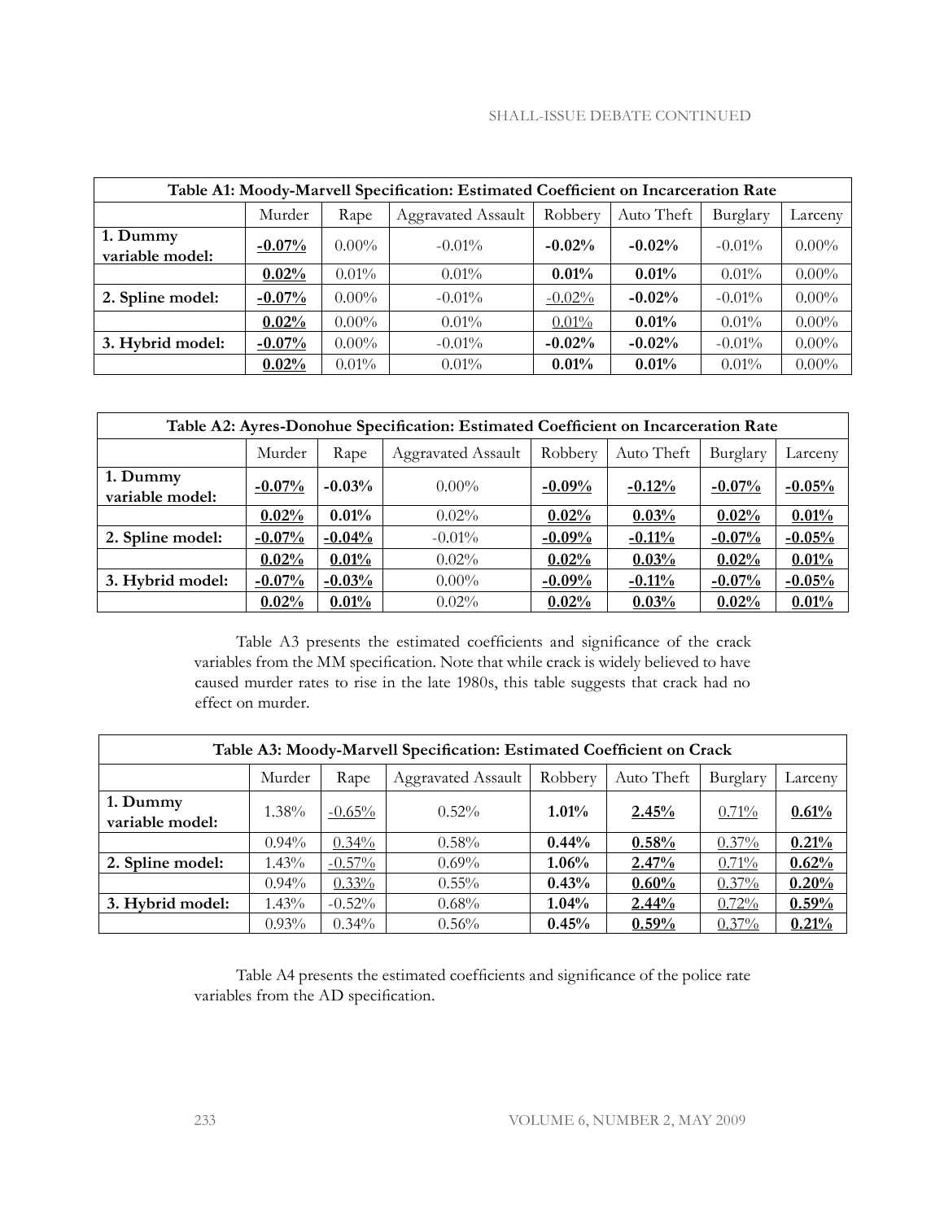| Table A1: Moody-Marvell Specification: Estimated Coefficient on Incarceration Rate | | | | | | | |
|---|---|---|---|---|---|---|---|
| | Murder | Rape | Aggravated Assault | Robbery | Auto Theft | Burglary | Larceny |
| **1. Dummy variable model:** | **-0.07%** | 0.00% | -0.01% | **-0.02%** | **-0.02%** | -0.01% | 0.00% |
| | **0.02%** | 0.01% | 0.01% | **0.01%** | **0.01%** | 0.01% | 0.00% |
| **2. Spline model:** | **-0.07%** | 0.00% | -0.01% | -0.02% | **-0.02%** | -0.01% | 0.00% |
| | **0.02%** | 0.00% | 0.01% | 0.01% | **0.01%** | 0.01% | 0.00% |
| **3. Hybrid model:** | **-0.07%** | 0.00% | -0.01% | **-0.02%** | **-0.02%** | -0.01% | 0.00% |
| | **0.02%** | 0.01% | 0.01% | **0.01%** | **0.01%** | 0.01% | 0.00% |

| Table A2: Ayres-Donohue Specification: Estimated Coefficient on Incarceration Rate | | | | | | | |
|---|---|---|---|---|---|---|---|
| | Murder | Rape | Aggravated Assault | Robbery | Auto Theft | Burglary | Larceny |
| **1. Dummy variable model:** | **-0.07%** | **-0.03%** | 0.00% | **-0.09%** | **-0.12%** | **-0.07%** | **-0.05%** |
| | **0.02%** | **0.01%** | 0.02% | **0.02%** | **0.03%** | **0.02%** | **0.01%** |
| **2. Spline model:** | **-0.07%** | **-0.04%** | -0.01% | **-0.09%** | **-0.11%** | **-0.07%** | **-0.05%** |
| | **0.02%** | **0.01%** | 0.02% | **0.02%** | **0.03%** | **0.02%** | **0.01%** |
| **3. Hybrid model:** | **-0.07%** | **-0.03%** | 0.00% | **-0.09%** | **-0.11%** | **-0.07%** | **-0.05%** |
| | **0.02%** | **0.01%** | 0.02% | **0.02%** | **0.03%** | **0.02%** | **0.01%** |

Table A3 presents the estimated coefficients and significance of the crack variables from the MM specification. Note that while crack is widely believed to have caused murder rates to rise in the late 1980s, this table suggests that crack had no effect on murder.

| Table A3: Moody-Marvell Specification: Estimated Coefficient on Crack | | | | | | | |
|---|---|---|---|---|---|---|---|
| | Murder | Rape | Aggravated Assault | Robbery | Auto Theft | Burglary | Larceny |
| **1. Dummy variable model:** | 1.38% | -0.65% | 0.52% | **1.01%** | **2.45%** | 0.71% | **0.61%** |
| | 0.94% | 0.34% | 0.58% | **0.44%** | **0.58%** | 0.37% | **0.21%** |
| **2. Spline model:** | 1.43% | -0.57% | 0.69% | **1.06%** | **2.47%** | 0.71% | **0.62%** |
| | 0.94% | 0.33% | 0.55% | **0.43%** | **0.60%** | 0.37% | **0.20%** |
| **3. Hybrid model:** | 1.43% | -0.52% | 0.68% | **1.04%** | **2.44%** | 0.72% | **0.59%** |
| | 0.93% | 0.34% | 0.56% | **0.45%** | **0.59%** | 0.37% | **0.21%** |

Table A4 presents the estimated coefficients and significance of the police rate variables from the AD specification.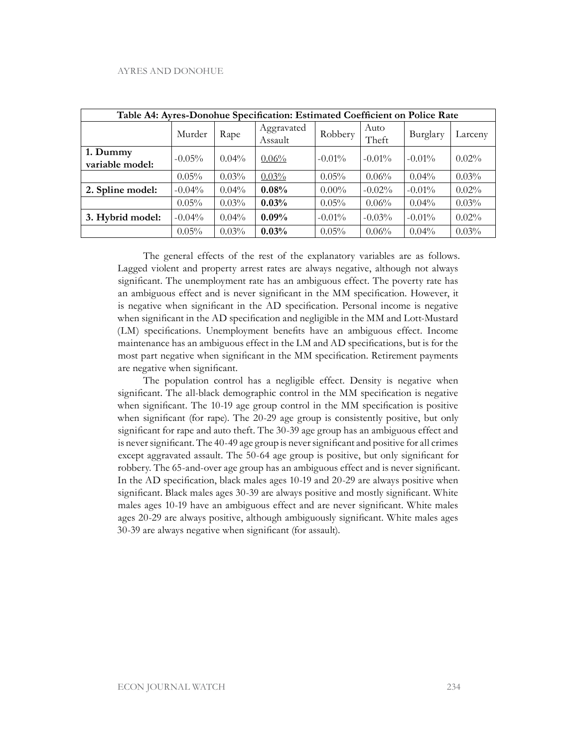| Table A4: Ayres-Donohue Specification: Estimated Coefficient on Police Rate | | | | | | | |
|---|---|---|---|---|---|---|---|
| | Murder | Rape | Aggravated Assault | Robbery | Auto Theft | Burglary | Larceny |
| **1. Dummy variable model:** | -0.05% | 0.04% | <u>0.06%</u> | -0.01% | -0.01% | -0.01% | 0.02% |
| | 0.05% | 0.03% | <u>0.03%</u> | 0.05% | 0.06% | 0.04% | 0.03% |
| **2. Spline model:** | -0.04% | 0.04% | **0.08%** | 0.00% | -0.02% | -0.01% | 0.02% |
| | 0.05% | 0.03% | **0.03%** | 0.05% | 0.06% | 0.04% | 0.03% |
| **3. Hybrid model:** | -0.04% | 0.04% | **0.09%** | -0.01% | -0.03% | -0.01% | 0.02% |
| | 0.05% | 0.03% | **0.03%** | 0.05% | 0.06% | 0.04% | 0.03% |

The general effects of the rest of the explanatory variables are as follows. Lagged violent and property arrest rates are always negative, although not always significant. The unemployment rate has an ambiguous effect. The poverty rate has an ambiguous effect and is never significant in the MM specification. However, it is negative when significant in the AD specification. Personal income is negative when significant in the AD specification and negligible in the MM and Lott-Mustard (LM) specifications. Unemployment benefits have an ambiguous effect. Income maintenance has an ambiguous effect in the LM and AD specifications, but is for the most part negative when significant in the MM specification. Retirement payments are negative when significant.

The population control has a negligible effect. Density is negative when significant. The all-black demographic control in the MM specification is negative when significant. The 10-19 age group control in the MM specification is positive when significant (for rape). The 20-29 age group is consistently positive, but only significant for rape and auto theft. The 30-39 age group has an ambiguous effect and is never significant. The 40-49 age group is never significant and positive for all crimes except aggravated assault. The 50-64 age group is positive, but only significant for robbery. The 65-and-over age group has an ambiguous effect and is never significant. In the AD specification, black males ages 10-19 and 20-29 are always positive when significant. Black males ages 30-39 are always positive and mostly significant. White males ages 10-19 have an ambiguous effect and are never significant. White males ages 20-29 are always positive, although ambiguously significant. White males ages 30-39 are always negative when significant (for assault).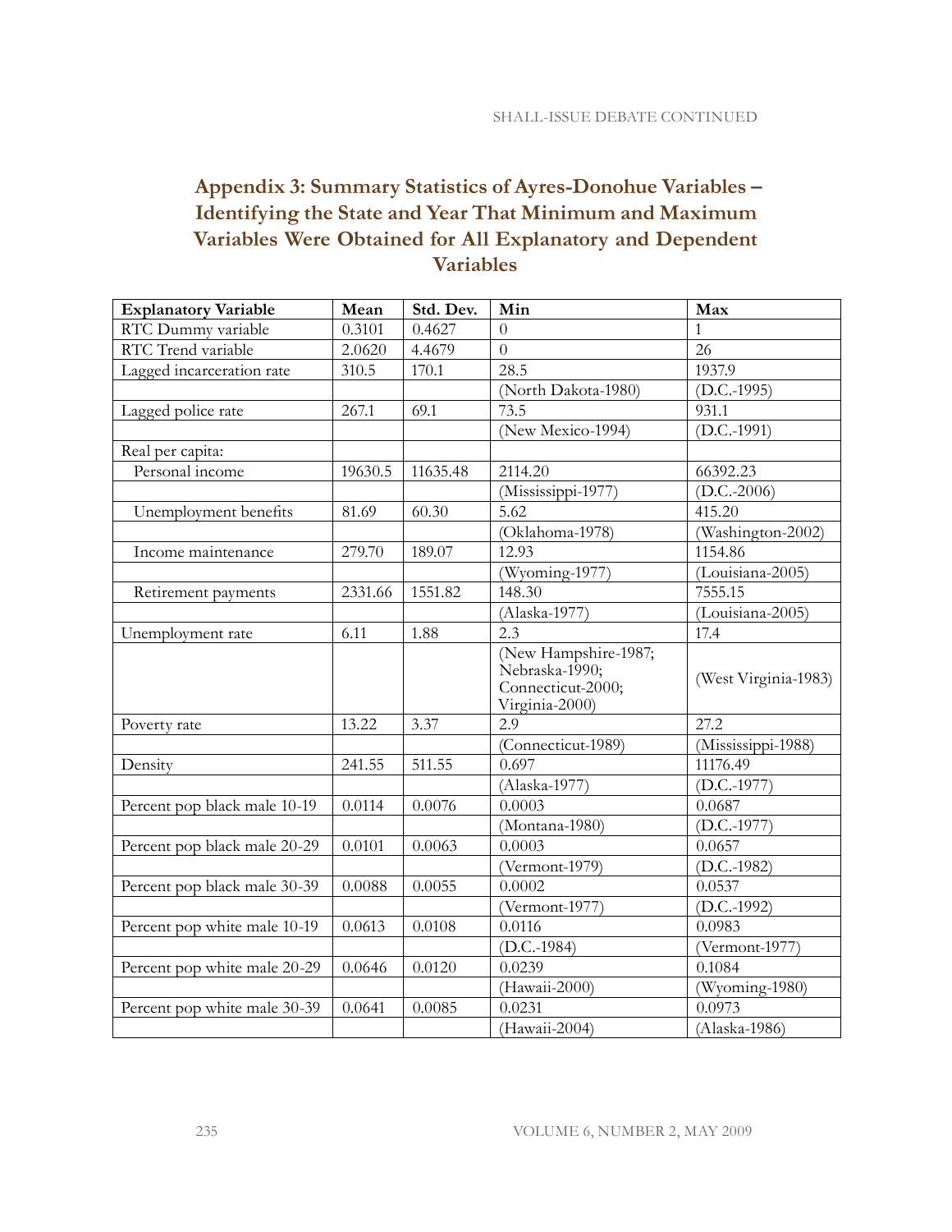## Appendix 3: Summary Statistics of Ayres-Donohue Variables – Identifying the State and Year That Minimum and Maximum Variables Were Obtained for All Explanatory and Dependent Variables

| **Explanatory Variable** | **Mean** | **Std. Dev.** | **Min** | **Max** |
|---|---|---|---|---|
| RTC Dummy variable | 0.3101 | 0.4627 | 0 | 1 |
| RTC Trend variable | 2.0620 | 4.4679 | 0 | 26 |
| Lagged incarceration rate | 310.5 | 170.1 | 28.5 | 1937.9 |
| | | | (North Dakota-1980) | (D.C.-1995) |
| Lagged police rate | 267.1 | 69.1 | 73.5 | 931.1 |
| | | | (New Mexico-1994) | (D.C.-1991) |
| Real per capita: | | | | |
| Personal income | 19630.5 | 11635.48 | 2114.20 | 66392.23 |
| | | | (Mississippi-1977) | (D.C.-2006) |
| Unemployment benefits | 81.69 | 60.30 | 5.62 | 415.20 |
| | | | (Oklahoma-1978) | (Washington-2002) |
| Income maintenance | 279.70 | 189.07 | 12.93 | 1154.86 |
| | | | (Wyoming-1977) | (Louisiana-2005) |
| Retirement payments | 2331.66 | 1551.82 | 148.30 | 7555.15 |
| | | | (Alaska-1977) | (Louisiana-2005) |
| Unemployment rate | 6.11 | 1.88 | 2.3 | 17.4 |
| | | | (New Hampshire-1987; Nebraska-1990; Connecticut-2000; Virginia-2000) | (West Virginia-1983) |
| Poverty rate | 13.22 | 3.37 | 2.9 | 27.2 |
| | | | (Connecticut-1989) | (Mississippi-1988) |
| Density | 241.55 | 511.55 | 0.697 | 11176.49 |
| | | | (Alaska-1977) | (D.C.-1977) |
| Percent pop black male 10-19 | 0.0114 | 0.0076 | 0.0003 | 0.0687 |
| | | | (Montana-1980) | (D.C.-1977) |
| Percent pop black male 20-29 | 0.0101 | 0.0063 | 0.0003 | 0.0657 |
| | | | (Vermont-1979) | (D.C.-1982) |
| Percent pop black male 30-39 | 0.0088 | 0.0055 | 0.0002 | 0.0537 |
| | | | (Vermont-1977) | (D.C.-1992) |
| Percent pop white male 10-19 | 0.0613 | 0.0108 | 0.0116 | 0.0983 |
| | | | (D.C.-1984) | (Vermont-1977) |
| Percent pop white male 20-29 | 0.0646 | 0.0120 | 0.0239 | 0.1084 |
| | | | (Hawaii-2000) | (Wyoming-1980) |
| Percent pop white male 30-39 | 0.0641 | 0.0085 | 0.0231 | 0.0973 |
| | | | (Hawaii-2004) | (Alaska-1986) |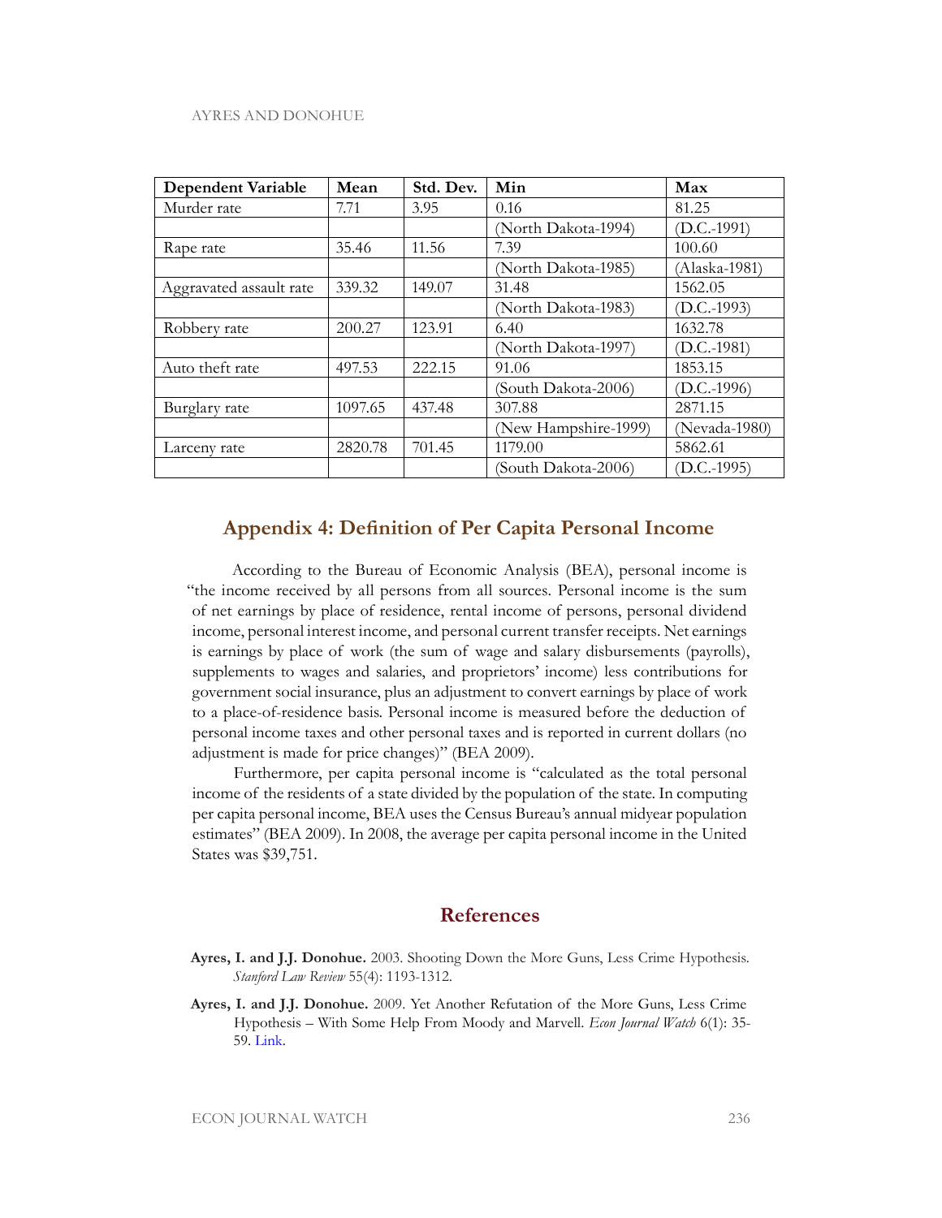| Dependent Variable | Mean | Std. Dev. | Min | Max |
|---|---|---|---|---|
| Murder rate | 7.71 | 3.95 | 0.16 | 81.25 |
| | | | (North Dakota-1994) | (D.C.-1991) |
| Rape rate | 35.46 | 11.56 | 7.39 | 100.60 |
| | | | (North Dakota-1985) | (Alaska-1981) |
| Aggravated assault rate | 339.32 | 149.07 | 31.48 | 1562.05 |
| | | | (North Dakota-1983) | (D.C.-1993) |
| Robbery rate | 200.27 | 123.91 | 6.40 | 1632.78 |
| | | | (North Dakota-1997) | (D.C.-1981) |
| Auto theft rate | 497.53 | 222.15 | 91.06 | 1853.15 |
| | | | (South Dakota-2006) | (D.C.-1996) |
| Burglary rate | 1097.65 | 437.48 | 307.88 | 2871.15 |
| | | | (New Hampshire-1999) | (Nevada-1980) |
| Larceny rate | 2820.78 | 701.45 | 1179.00 | 5862.61 |
| | | | (South Dakota-2006) | (D.C.-1995) |

## Appendix 4: Definition of Per Capita Personal Income

According to the Bureau of Economic Analysis (BEA), personal income is "the income received by all persons from all sources. Personal income is the sum of net earnings by place of residence, rental income of persons, personal dividend income, personal interest income, and personal current transfer receipts. Net earnings is earnings by place of work (the sum of wage and salary disbursements (payrolls), supplements to wages and salaries, and proprietors' income) less contributions for government social insurance, plus an adjustment to convert earnings by place of work to a place-of-residence basis. Personal income is measured before the deduction of personal income taxes and other personal taxes and is reported in current dollars (no adjustment is made for price changes)" (BEA 2009).

Furthermore, per capita personal income is "calculated as the total personal income of the residents of a state divided by the population of the state. In computing per capita personal income, BEA uses the Census Bureau's annual midyear population estimates" (BEA 2009). In 2008, the average per capita personal income in the United States was $39,751.

## References

**Ayres, I. and J.J. Donohue.** 2003. Shooting Down the More Guns, Less Crime Hypothesis. *Stanford Law Review* 55(4): 1193-1312.

**Ayres, I. and J.J. Donohue.** 2009. Yet Another Refutation of the More Guns, Less Crime Hypothesis – With Some Help From Moody and Marvell. *Econ Journal Watch* 6(1): 35-59. Link.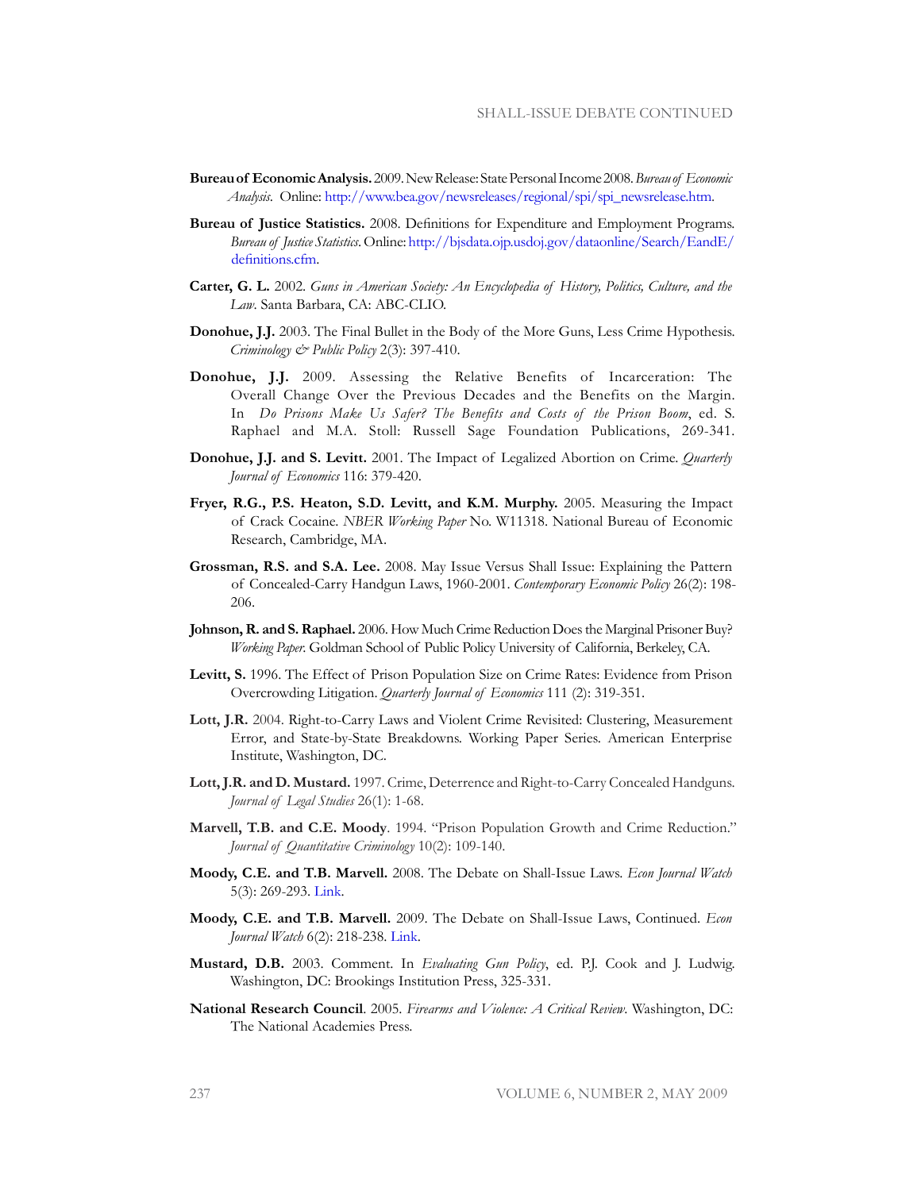**Bureau of Economic Analysis.** 2009. New Release: State Personal Income 2008. *Bureau of Economic Analysis*. Online: http://www.bea.gov/newsreleases/regional/spi/spi_newsrelease.htm.

**Bureau of Justice Statistics.** 2008. Definitions for Expenditure and Employment Programs. *Bureau of Justice Statistics*. Online: http://bjsdata.ojp.usdoj.gov/dataonline/Search/EandE/definitions.cfm.

**Carter, G. L.** 2002. *Guns in American Society: An Encyclopedia of History, Politics, Culture, and the Law*. Santa Barbara, CA: ABC-CLIO.

**Donohue, J.J.** 2003. The Final Bullet in the Body of the More Guns, Less Crime Hypothesis. *Criminology & Public Policy* 2(3): 397-410.

**Donohue, J.J.** 2009. Assessing the Relative Benefits of Incarceration: The Overall Change Over the Previous Decades and the Benefits on the Margin. In *Do Prisons Make Us Safer? The Benefits and Costs of the Prison Boom*, ed. S. Raphael and M.A. Stoll: Russell Sage Foundation Publications, 269-341.

**Donohue, J.J. and S. Levitt.** 2001. The Impact of Legalized Abortion on Crime. *Quarterly Journal of Economics* 116: 379-420.

**Fryer, R.G., P.S. Heaton, S.D. Levitt, and K.M. Murphy.** 2005. Measuring the Impact of Crack Cocaine. *NBER Working Paper* No. W11318. National Bureau of Economic Research, Cambridge, MA.

**Grossman, R.S. and S.A. Lee.** 2008. May Issue Versus Shall Issue: Explaining the Pattern of Concealed-Carry Handgun Laws, 1960-2001. *Contemporary Economic Policy* 26(2): 198-206.

**Johnson, R. and S. Raphael.** 2006. How Much Crime Reduction Does the Marginal Prisoner Buy? *Working Paper*. Goldman School of Public Policy University of California, Berkeley, CA.

**Levitt, S.** 1996. The Effect of Prison Population Size on Crime Rates: Evidence from Prison Overcrowding Litigation. *Quarterly Journal of Economics* 111 (2): 319-351.

**Lott, J.R.** 2004. Right-to-Carry Laws and Violent Crime Revisited: Clustering, Measurement Error, and State-by-State Breakdowns. Working Paper Series. American Enterprise Institute, Washington, DC.

**Lott, J.R. and D. Mustard.** 1997. Crime, Deterrence and Right-to-Carry Concealed Handguns. *Journal of Legal Studies* 26(1): 1-68.

**Marvell, T.B. and C.E. Moody**. 1994. "Prison Population Growth and Crime Reduction." *Journal of Quantitative Criminology* 10(2): 109-140.

**Moody, C.E. and T.B. Marvell.** 2008. The Debate on Shall-Issue Laws. *Econ Journal Watch* 5(3): 269-293. Link.

**Moody, C.E. and T.B. Marvell.** 2009. The Debate on Shall-Issue Laws, Continued. *Econ Journal Watch* 6(2): 218-238. Link.

**Mustard, D.B.** 2003. Comment. In *Evaluating Gun Policy*, ed. P.J. Cook and J. Ludwig. Washington, DC: Brookings Institution Press, 325-331.

**National Research Council**. 2005. *Firearms and Violence: A Critical Review*. Washington, DC: The National Academies Press.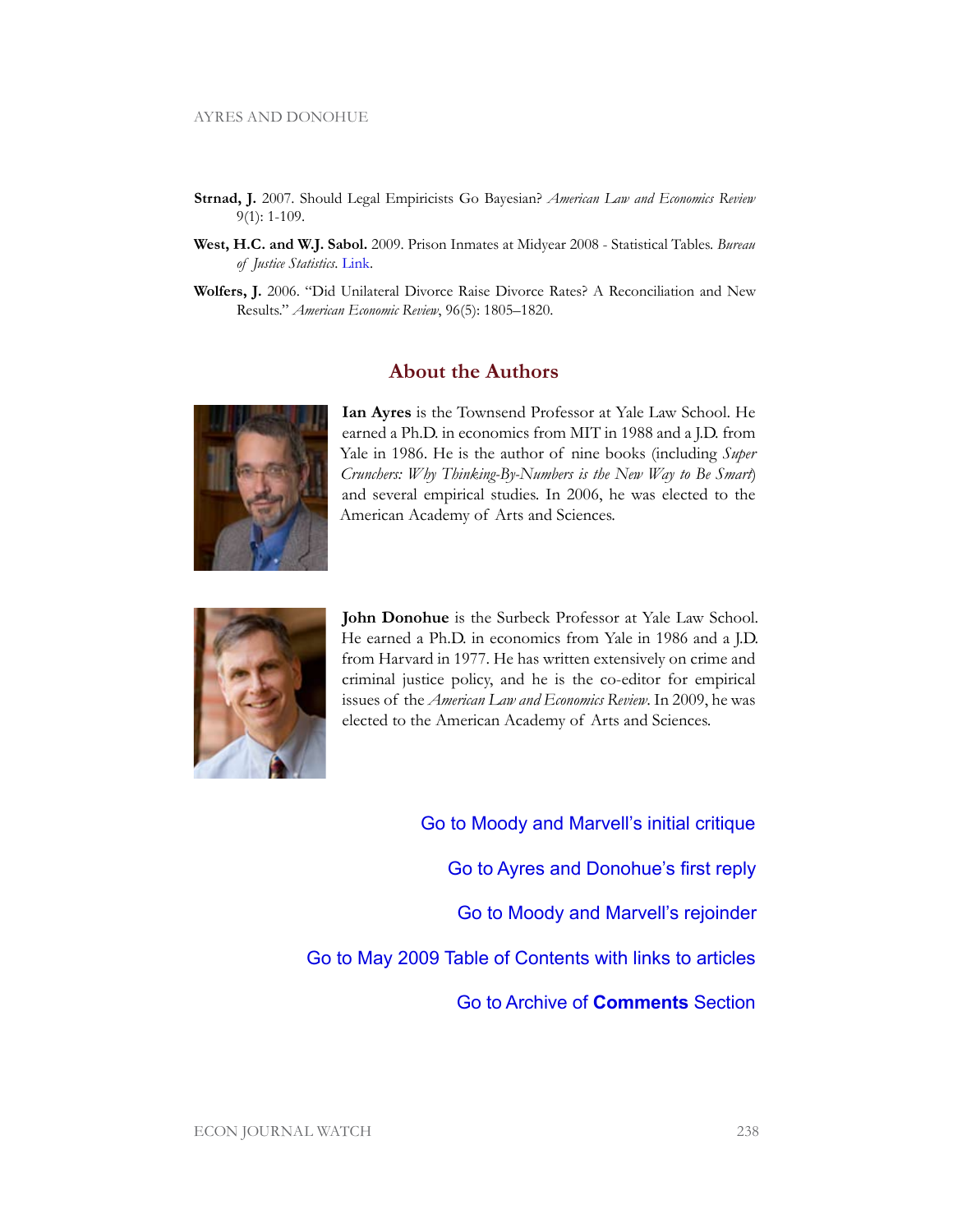**Strnad, J.** 2007. Should Legal Empiricists Go Bayesian? *American Law and Economics Review* 9(1): 1-109.

**West, H.C. and W.J. Sabol.** 2009. Prison Inmates at Midyear 2008 - Statistical Tables. *Bureau of Justice Statistics*. Link.

**Wolfers, J.** 2006. "Did Unilateral Divorce Raise Divorce Rates? A Reconciliation and New Results." *American Economic Review*, 96(5): 1805–1820.

## About the Authors

**Ian Ayres** is the Townsend Professor at Yale Law School. He earned a Ph.D. in economics from MIT in 1988 and a J.D. from Yale in 1986. He is the author of nine books (including *Super Crunchers: Why Thinking-By-Numbers is the New Way to Be Smart*) and several empirical studies. In 2006, he was elected to the American Academy of Arts and Sciences.

**John Donohue** is the Surbeck Professor at Yale Law School. He earned a Ph.D. in economics from Yale in 1986 and a J.D. from Harvard in 1977. He has written extensively on crime and criminal justice policy, and he is the co-editor for empirical issues of the *American Law and Economics Review*. In 2009, he was elected to the American Academy of Arts and Sciences.

Go to Moody and Marvell's initial critique

Go to Ayres and Donohue's first reply

Go to Moody and Marvell's rejoinder

Go to May 2009 Table of Contents with links to articles

Go to Archive of **Comments** Section